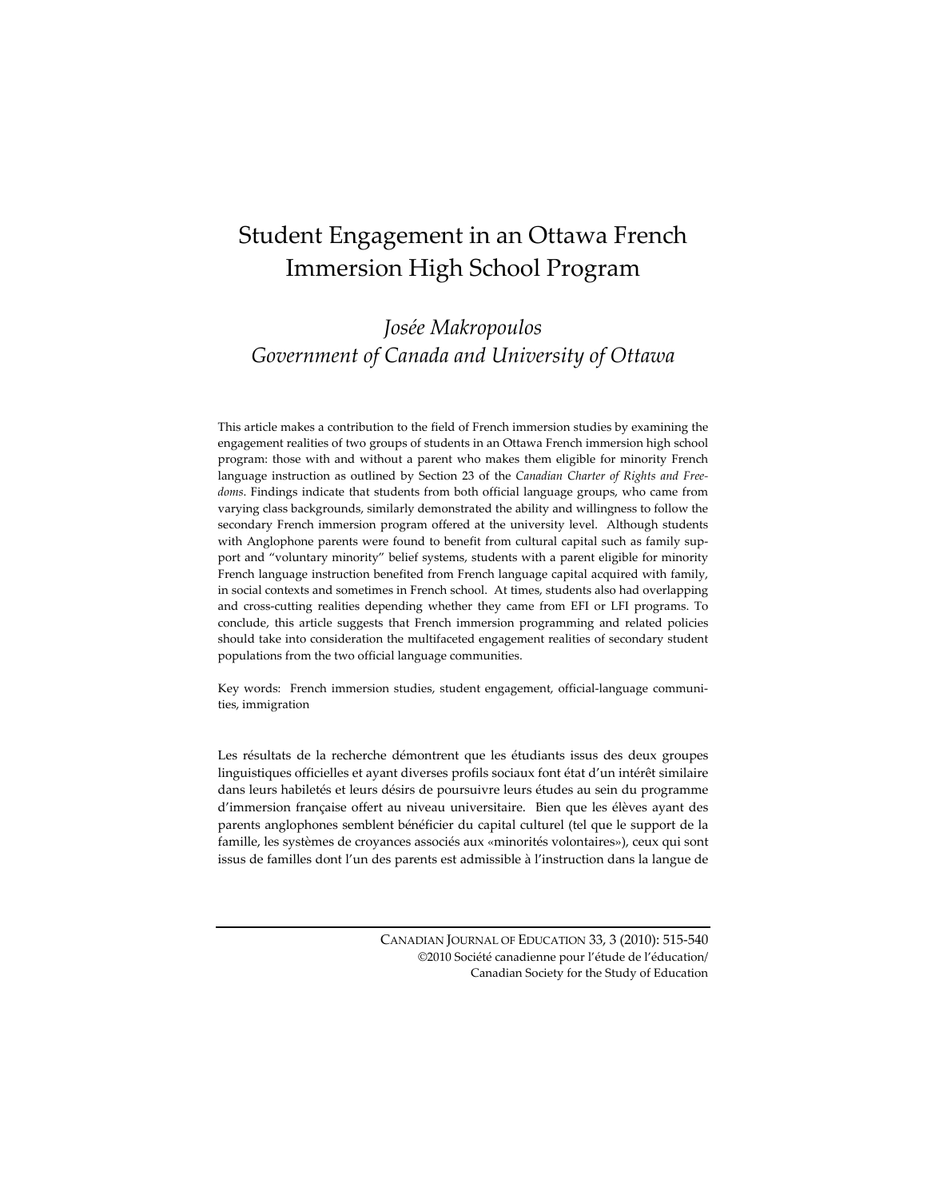# Student Engagement in an Ottawa French Immersion High School Program

*Josée Makropoulos*
*Government of Canada and University of Ottawa*

This article makes a contribution to the field of French immersion studies by examining the engagement realities of two groups of students in an Ottawa French immersion high school program: those with and without a parent who makes them eligible for minority French language instruction as outlined by Section 23 of the *Canadian Charter of Rights and Freedoms*. Findings indicate that students from both official language groups, who came from varying class backgrounds, similarly demonstrated the ability and willingness to follow the secondary French immersion program offered at the university level. Although students with Anglophone parents were found to benefit from cultural capital such as family support and "voluntary minority" belief systems, students with a parent eligible for minority French language instruction benefited from French language capital acquired with family, in social contexts and sometimes in French school. At times, students also had overlapping and cross-cutting realities depending whether they came from EFI or LFI programs. To conclude, this article suggests that French immersion programming and related policies should take into consideration the multifaceted engagement realities of secondary student populations from the two official language communities.

Key words: French immersion studies, student engagement, official-language communities, immigration

Les résultats de la recherche démontrent que les étudiants issus des deux groupes linguistiques officielles et ayant diverses profils sociaux font état d'un intérêt similaire dans leurs habiletés et leurs désirs de poursuivre leurs études au sein du programme d'immersion française offert au niveau universitaire. Bien que les élèves ayant des parents anglophones semblent bénéficier du capital culturel (tel que le support de la famille, les systèmes de croyances associés aux «minorités volontaires»), ceux qui sont issus de familles dont l'un des parents est admissible à l'instruction dans la langue de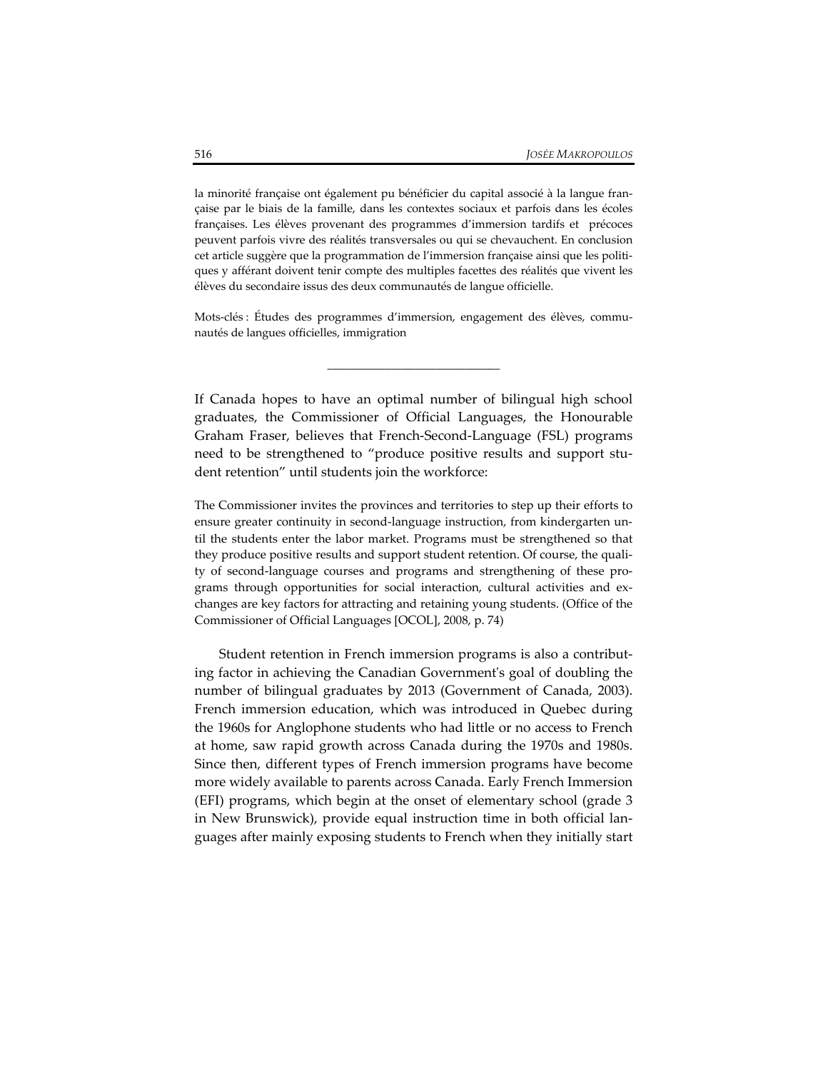la minorité française ont également pu bénéficier du capital associé à la langue française par le biais de la famille, dans les contextes sociaux et parfois dans les écoles françaises. Les élèves provenant des programmes d'immersion tardifs et précoces peuvent parfois vivre des réalités transversales ou qui se chevauchent. En conclusion cet article suggère que la programmation de l'immersion française ainsi que les politiques y afférant doivent tenir compte des multiples facettes des réalités que vivent les élèves du secondaire issus des deux communautés de langue officielle.

Mots-clés : Études des programmes d'immersion, engagement des élèves, communautés de langues officielles, immigration

---

If Canada hopes to have an optimal number of bilingual high school graduates, the Commissioner of Official Languages, the Honourable Graham Fraser, believes that French-Second-Language (FSL) programs need to be strengthened to "produce positive results and support student retention" until students join the workforce:

> The Commissioner invites the provinces and territories to step up their efforts to ensure greater continuity in second-language instruction, from kindergarten until the students enter the labor market. Programs must be strengthened so that they produce positive results and support student retention. Of course, the quality of second-language courses and programs and strengthening of these programs through opportunities for social interaction, cultural activities and exchanges are key factors for attracting and retaining young students. (Office of the Commissioner of Official Languages [OCOL], 2008, p. 74)

Student retention in French immersion programs is also a contributing factor in achieving the Canadian Government's goal of doubling the number of bilingual graduates by 2013 (Government of Canada, 2003). French immersion education, which was introduced in Quebec during the 1960s for Anglophone students who had little or no access to French at home, saw rapid growth across Canada during the 1970s and 1980s. Since then, different types of French immersion programs have become more widely available to parents across Canada. Early French Immersion (EFI) programs, which begin at the onset of elementary school (grade 3 in New Brunswick), provide equal instruction time in both official languages after mainly exposing students to French when they initially start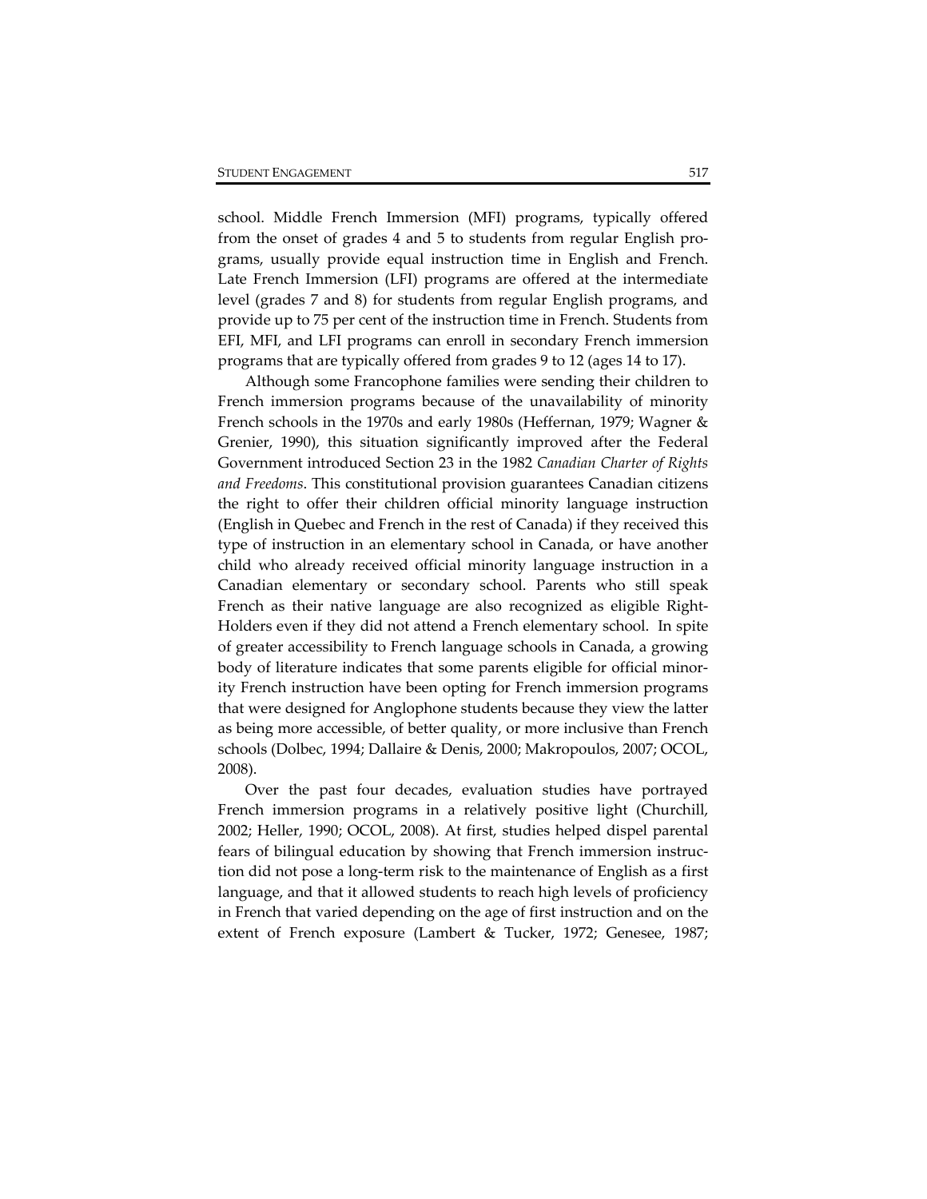school. Middle French Immersion (MFI) programs, typically offered from the onset of grades 4 and 5 to students from regular English programs, usually provide equal instruction time in English and French. Late French Immersion (LFI) programs are offered at the intermediate level (grades 7 and 8) for students from regular English programs, and provide up to 75 per cent of the instruction time in French. Students from EFI, MFI, and LFI programs can enroll in secondary French immersion programs that are typically offered from grades 9 to 12 (ages 14 to 17).

Although some Francophone families were sending their children to French immersion programs because of the unavailability of minority French schools in the 1970s and early 1980s (Heffernan, 1979; Wagner & Grenier, 1990), this situation significantly improved after the Federal Government introduced Section 23 in the 1982 *Canadian Charter of Rights and Freedoms*. This constitutional provision guarantees Canadian citizens the right to offer their children official minority language instruction (English in Quebec and French in the rest of Canada) if they received this type of instruction in an elementary school in Canada, or have another child who already received official minority language instruction in a Canadian elementary or secondary school. Parents who still speak French as their native language are also recognized as eligible Right-Holders even if they did not attend a French elementary school. In spite of greater accessibility to French language schools in Canada, a growing body of literature indicates that some parents eligible for official minority French instruction have been opting for French immersion programs that were designed for Anglophone students because they view the latter as being more accessible, of better quality, or more inclusive than French schools (Dolbec, 1994; Dallaire & Denis, 2000; Makropoulos, 2007; OCOL, 2008).

Over the past four decades, evaluation studies have portrayed French immersion programs in a relatively positive light (Churchill, 2002; Heller, 1990; OCOL, 2008). At first, studies helped dispel parental fears of bilingual education by showing that French immersion instruction did not pose a long-term risk to the maintenance of English as a first language, and that it allowed students to reach high levels of proficiency in French that varied depending on the age of first instruction and on the extent of French exposure (Lambert & Tucker, 1972; Genesee, 1987;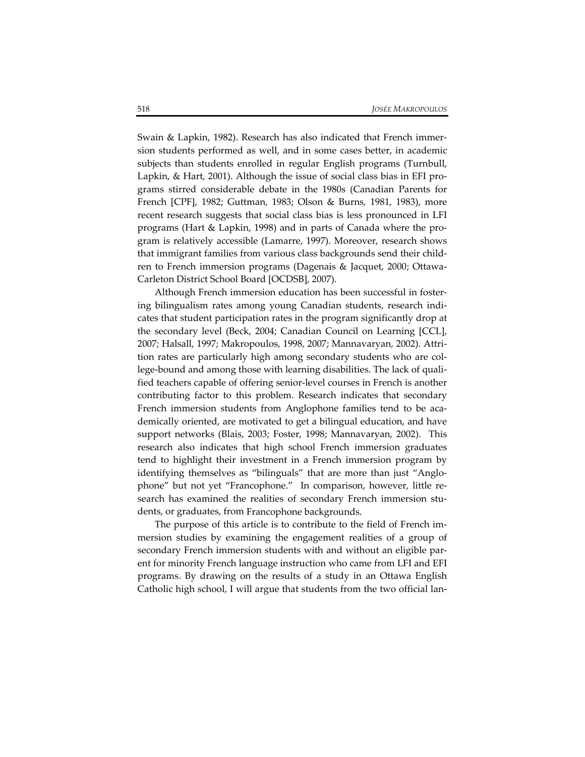Swain & Lapkin, 1982). Research has also indicated that French immersion students performed as well, and in some cases better, in academic subjects than students enrolled in regular English programs (Turnbull, Lapkin, & Hart, 2001). Although the issue of social class bias in EFI programs stirred considerable debate in the 1980s (Canadian Parents for French [CPF], 1982; Guttman, 1983; Olson & Burns, 1981, 1983), more recent research suggests that social class bias is less pronounced in LFI programs (Hart & Lapkin, 1998) and in parts of Canada where the program is relatively accessible (Lamarre, 1997). Moreover, research shows that immigrant families from various class backgrounds send their children to French immersion programs (Dagenais & Jacquet, 2000; Ottawa-Carleton District School Board [OCDSB], 2007).

Although French immersion education has been successful in fostering bilingualism rates among young Canadian students, research indicates that student participation rates in the program significantly drop at the secondary level (Beck, 2004; Canadian Council on Learning [CCL], 2007; Halsall, 1997; Makropoulos, 1998, 2007; Mannavaryan, 2002). Attrition rates are particularly high among secondary students who are college-bound and among those with learning disabilities. The lack of qualified teachers capable of offering senior-level courses in French is another contributing factor to this problem. Research indicates that secondary French immersion students from Anglophone families tend to be academically oriented, are motivated to get a bilingual education, and have support networks (Blais, 2003; Foster, 1998; Mannavaryan, 2002). This research also indicates that high school French immersion graduates tend to highlight their investment in a French immersion program by identifying themselves as "bilinguals" that are more than just "Anglophone" but not yet "Francophone." In comparison, however, little research has examined the realities of secondary French immersion students, or graduates, from Francophone backgrounds.

The purpose of this article is to contribute to the field of French immersion studies by examining the engagement realities of a group of secondary French immersion students with and without an eligible parent for minority French language instruction who came from LFI and EFI programs. By drawing on the results of a study in an Ottawa English Catholic high school, I will argue that students from the two official lan-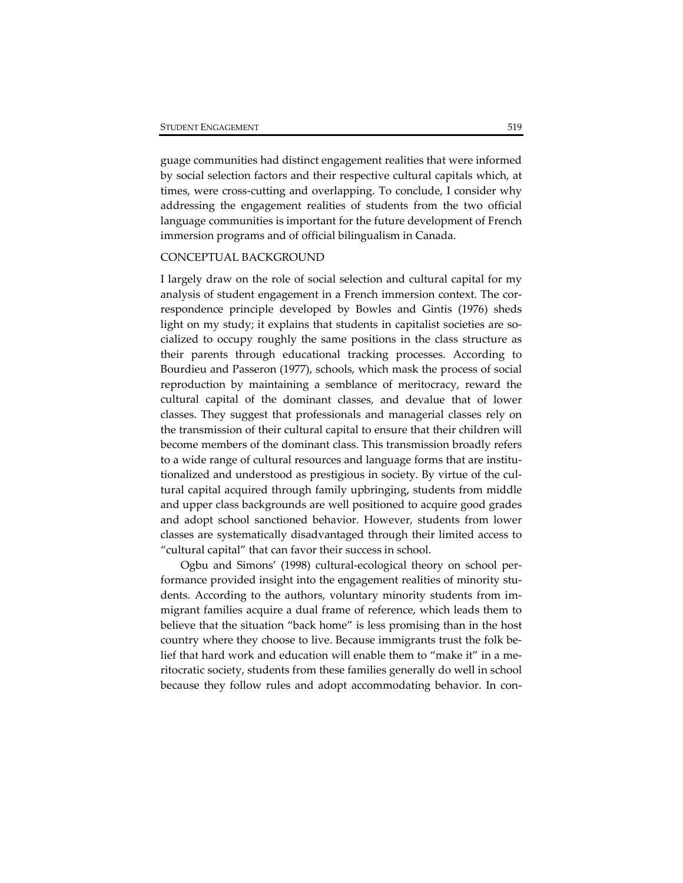guage communities had distinct engagement realities that were informed by social selection factors and their respective cultural capitals which, at times, were cross-cutting and overlapping. To conclude, I consider why addressing the engagement realities of students from the two official language communities is important for the future development of French immersion programs and of official bilingualism in Canada.

## CONCEPTUAL BACKGROUND

I largely draw on the role of social selection and cultural capital for my analysis of student engagement in a French immersion context. The correspondence principle developed by Bowles and Gintis (1976) sheds light on my study; it explains that students in capitalist societies are socialized to occupy roughly the same positions in the class structure as their parents through educational tracking processes. According to Bourdieu and Passeron (1977), schools, which mask the process of social reproduction by maintaining a semblance of meritocracy, reward the cultural capital of the dominant classes, and devalue that of lower classes. They suggest that professionals and managerial classes rely on the transmission of their cultural capital to ensure that their children will become members of the dominant class. This transmission broadly refers to a wide range of cultural resources and language forms that are institutionalized and understood as prestigious in society. By virtue of the cultural capital acquired through family upbringing, students from middle and upper class backgrounds are well positioned to acquire good grades and adopt school sanctioned behavior. However, students from lower classes are systematically disadvantaged through their limited access to "cultural capital" that can favor their success in school.

Ogbu and Simons' (1998) cultural-ecological theory on school performance provided insight into the engagement realities of minority students. According to the authors, voluntary minority students from immigrant families acquire a dual frame of reference, which leads them to believe that the situation "back home" is less promising than in the host country where they choose to live. Because immigrants trust the folk belief that hard work and education will enable them to "make it" in a meritocratic society, students from these families generally do well in school because they follow rules and adopt accommodating behavior. In con-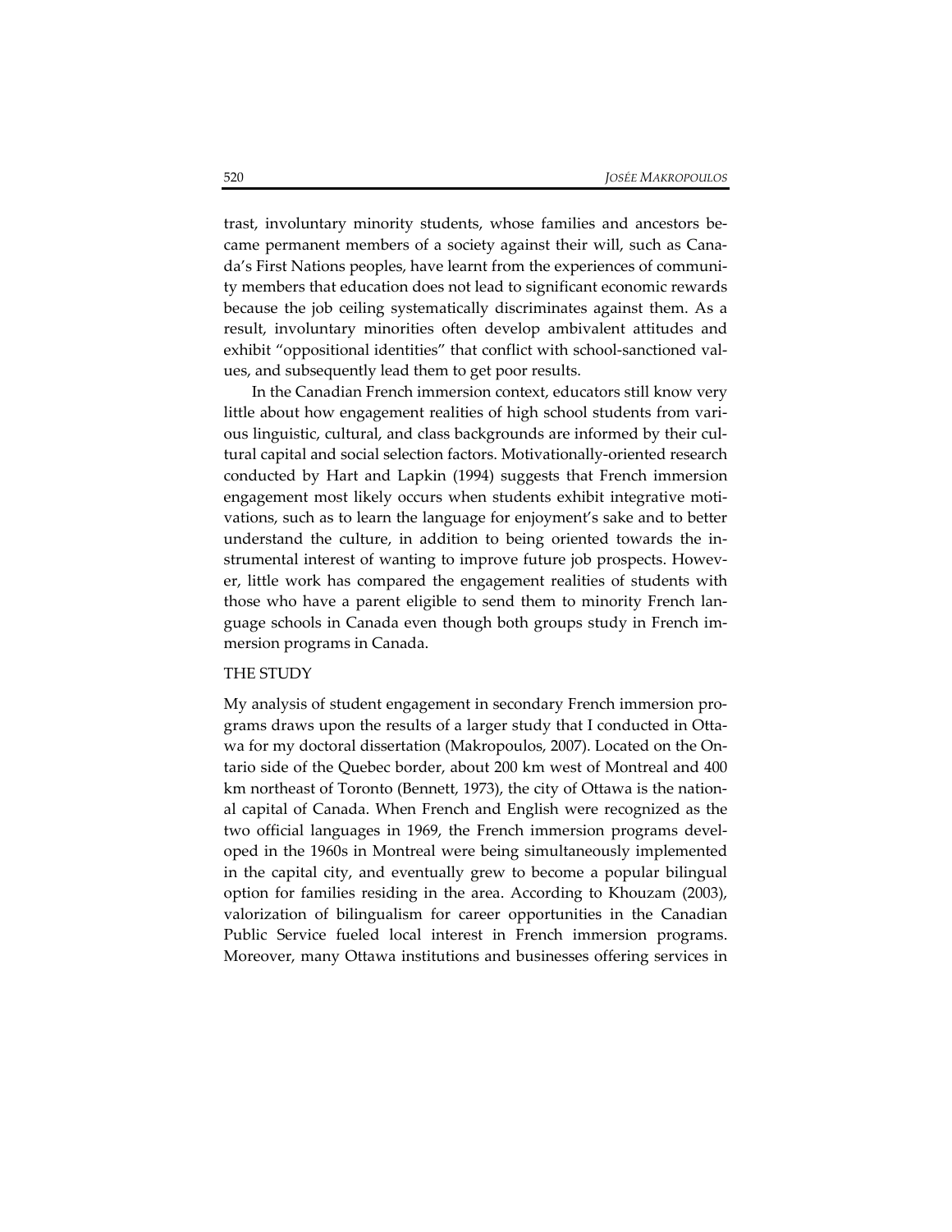trast, involuntary minority students, whose families and ancestors became permanent members of a society against their will, such as Canada's First Nations peoples, have learnt from the experiences of community members that education does not lead to significant economic rewards because the job ceiling systematically discriminates against them. As a result, involuntary minorities often develop ambivalent attitudes and exhibit "oppositional identities" that conflict with school-sanctioned values, and subsequently lead them to get poor results.

In the Canadian French immersion context, educators still know very little about how engagement realities of high school students from various linguistic, cultural, and class backgrounds are informed by their cultural capital and social selection factors. Motivationally-oriented research conducted by Hart and Lapkin (1994) suggests that French immersion engagement most likely occurs when students exhibit integrative motivations, such as to learn the language for enjoyment's sake and to better understand the culture, in addition to being oriented towards the instrumental interest of wanting to improve future job prospects. However, little work has compared the engagement realities of students with those who have a parent eligible to send them to minority French language schools in Canada even though both groups study in French immersion programs in Canada.

## THE STUDY

My analysis of student engagement in secondary French immersion programs draws upon the results of a larger study that I conducted in Ottawa for my doctoral dissertation (Makropoulos, 2007). Located on the Ontario side of the Quebec border, about 200 km west of Montreal and 400 km northeast of Toronto (Bennett, 1973), the city of Ottawa is the national capital of Canada. When French and English were recognized as the two official languages in 1969, the French immersion programs developed in the 1960s in Montreal were being simultaneously implemented in the capital city, and eventually grew to become a popular bilingual option for families residing in the area. According to Khouzam (2003), valorization of bilingualism for career opportunities in the Canadian Public Service fueled local interest in French immersion programs. Moreover, many Ottawa institutions and businesses offering services in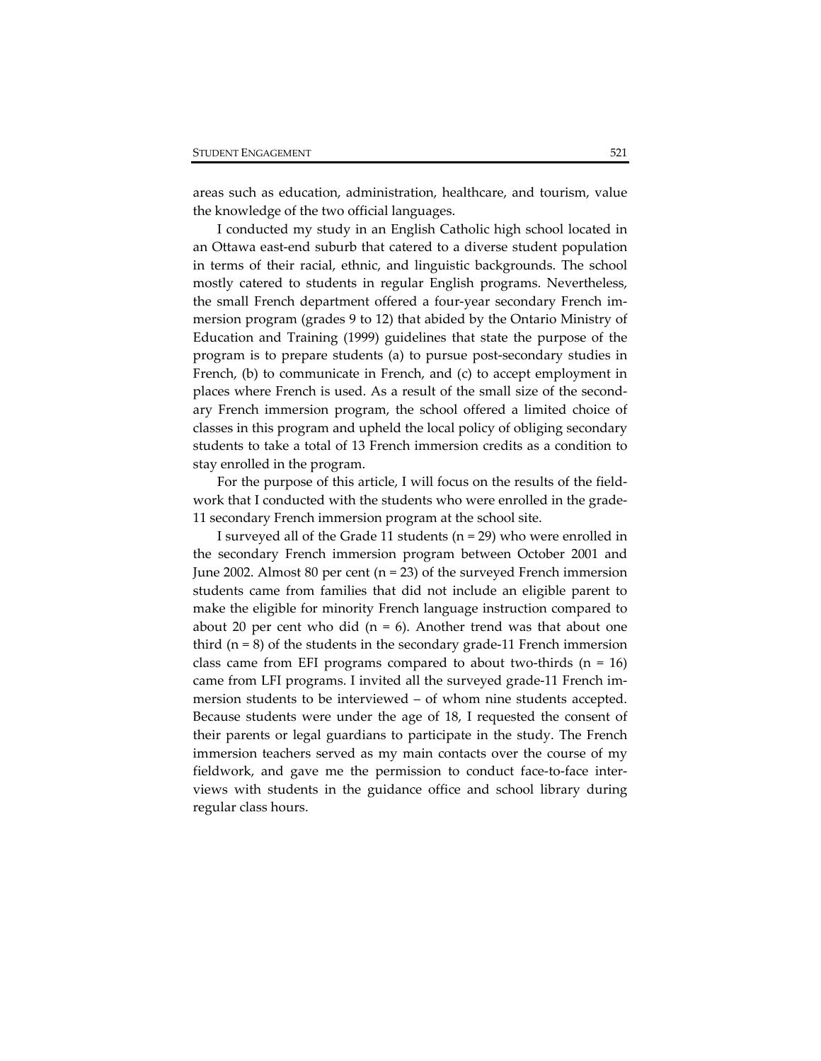areas such as education, administration, healthcare, and tourism, value the knowledge of the two official languages.

I conducted my study in an English Catholic high school located in an Ottawa east-end suburb that catered to a diverse student population in terms of their racial, ethnic, and linguistic backgrounds. The school mostly catered to students in regular English programs. Nevertheless, the small French department offered a four-year secondary French immersion program (grades 9 to 12) that abided by the Ontario Ministry of Education and Training (1999) guidelines that state the purpose of the program is to prepare students (a) to pursue post-secondary studies in French, (b) to communicate in French, and (c) to accept employment in places where French is used. As a result of the small size of the secondary French immersion program, the school offered a limited choice of classes in this program and upheld the local policy of obliging secondary students to take a total of 13 French immersion credits as a condition to stay enrolled in the program.

For the purpose of this article, I will focus on the results of the fieldwork that I conducted with the students who were enrolled in the grade-11 secondary French immersion program at the school site.

I surveyed all of the Grade 11 students (n = 29) who were enrolled in the secondary French immersion program between October 2001 and June 2002. Almost 80 per cent (n = 23) of the surveyed French immersion students came from families that did not include an eligible parent to make the eligible for minority French language instruction compared to about 20 per cent who did (n = 6). Another trend was that about one third (n = 8) of the students in the secondary grade-11 French immersion class came from EFI programs compared to about two-thirds (n = 16) came from LFI programs. I invited all the surveyed grade-11 French immersion students to be interviewed – of whom nine students accepted. Because students were under the age of 18, I requested the consent of their parents or legal guardians to participate in the study. The French immersion teachers served as my main contacts over the course of my fieldwork, and gave me the permission to conduct face-to-face interviews with students in the guidance office and school library during regular class hours.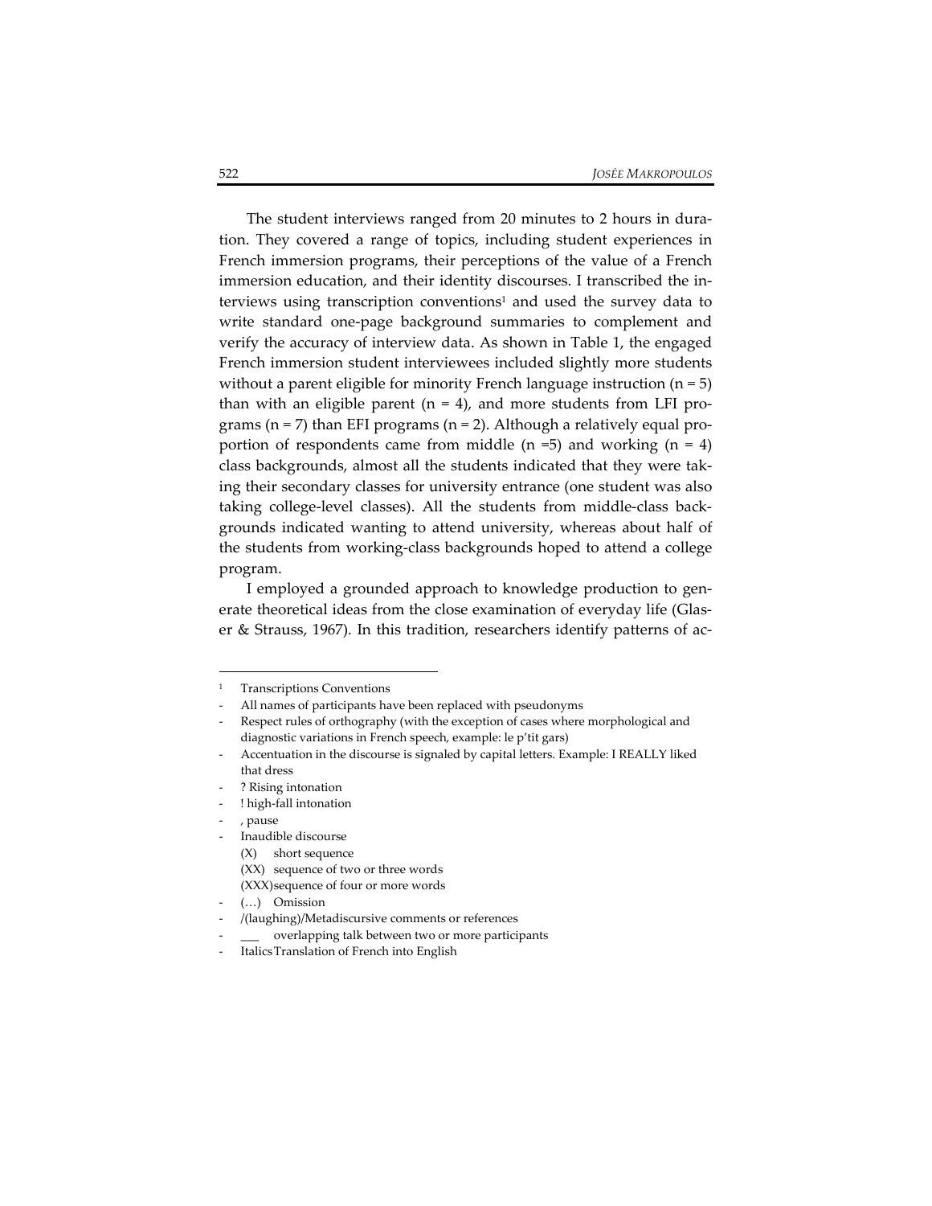The student interviews ranged from 20 minutes to 2 hours in duration. They covered a range of topics, including student experiences in French immersion programs, their perceptions of the value of a French immersion education, and their identity discourses. I transcribed the interviews using transcription conventions[1] and used the survey data to write standard one-page background summaries to complement and verify the accuracy of interview data. As shown in Table 1, the engaged French immersion student interviewees included slightly more students without a parent eligible for minority French language instruction (n = 5) than with an eligible parent (n = 4), and more students from LFI programs (n = 7) than EFI programs (n = 2). Although a relatively equal proportion of respondents came from middle (n =5) and working (n = 4) class backgrounds, almost all the students indicated that they were taking their secondary classes for university entrance (one student was also taking college-level classes). All the students from middle-class backgrounds indicated wanting to attend university, whereas about half of the students from working-class backgrounds hoped to attend a college program.

I employed a grounded approach to knowledge production to generate theoretical ideas from the close examination of everyday life (Glaser & Strauss, 1967). In this tradition, researchers identify patterns of ac-

---

[1] Transcriptions Conventions

- All names of participants have been replaced with pseudonyms
- Respect rules of orthography (with the exception of cases where morphological and diagnostic variations in French speech, example: le p'tit gars)
- Accentuation in the discourse is signaled by capital letters. Example: I REALLY liked that dress
- ? Rising intonation
- ! high-fall intonation
- , pause
- Inaudible discourse
  - (X) short sequence
  - (XX) sequence of two or three words
  - (XXX) sequence of four or more words
- (…) Omission
- /(laughing)/Metadiscursive comments or references
- ___ overlapping talk between two or more participants
- Italics Translation of French into English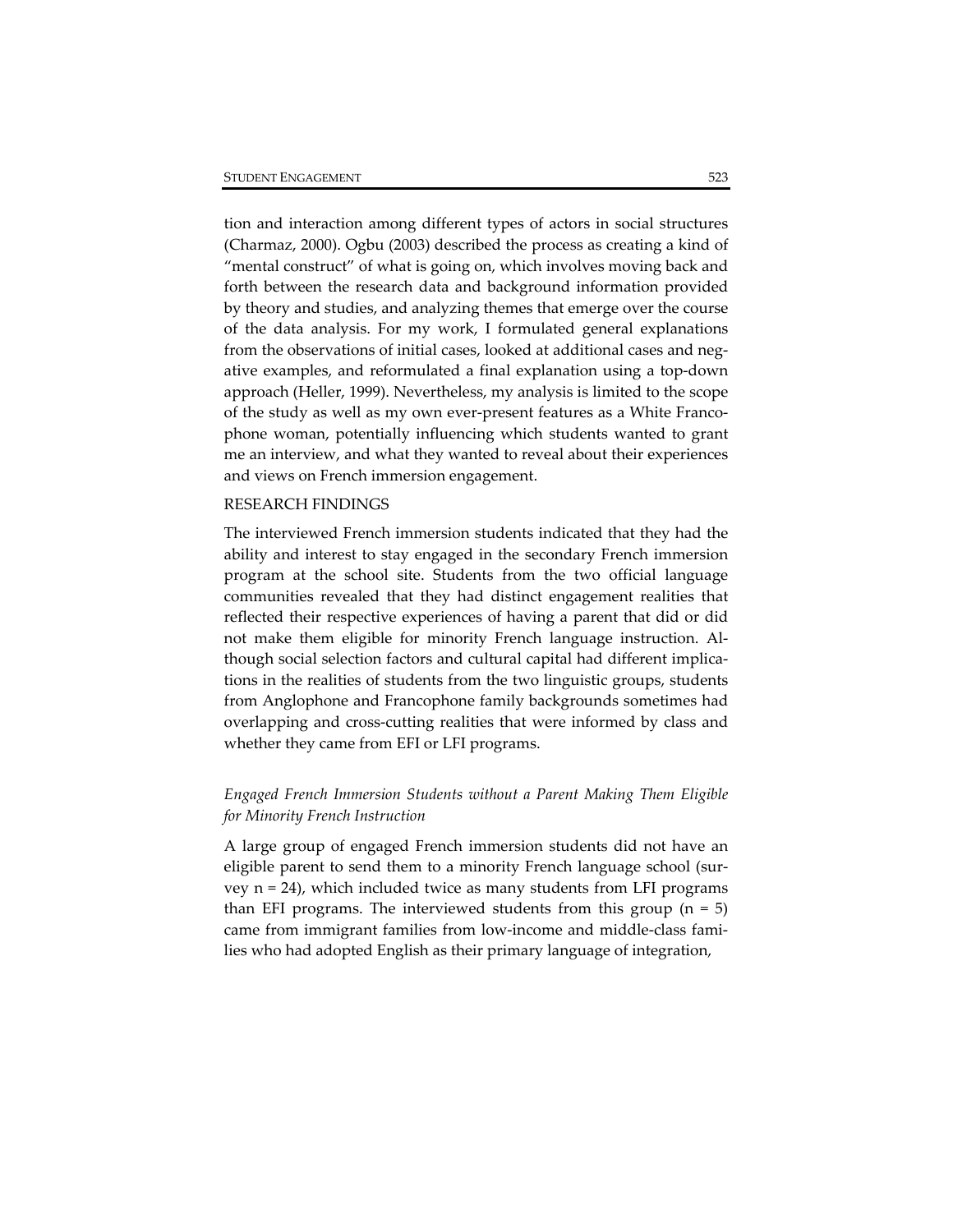tion and interaction among different types of actors in social structures (Charmaz, 2000). Ogbu (2003) described the process as creating a kind of "mental construct" of what is going on, which involves moving back and forth between the research data and background information provided by theory and studies, and analyzing themes that emerge over the course of the data analysis. For my work, I formulated general explanations from the observations of initial cases, looked at additional cases and negative examples, and reformulated a final explanation using a top-down approach (Heller, 1999). Nevertheless, my analysis is limited to the scope of the study as well as my own ever-present features as a White Francophone woman, potentially influencing which students wanted to grant me an interview, and what they wanted to reveal about their experiences and views on French immersion engagement.

## RESEARCH FINDINGS

The interviewed French immersion students indicated that they had the ability and interest to stay engaged in the secondary French immersion program at the school site. Students from the two official language communities revealed that they had distinct engagement realities that reflected their respective experiences of having a parent that did or did not make them eligible for minority French language instruction. Although social selection factors and cultural capital had different implications in the realities of students from the two linguistic groups, students from Anglophone and Francophone family backgrounds sometimes had overlapping and cross-cutting realities that were informed by class and whether they came from EFI or LFI programs.

### *Engaged French Immersion Students without a Parent Making Them Eligible for Minority French Instruction*

A large group of engaged French immersion students did not have an eligible parent to send them to a minority French language school (survey n = 24), which included twice as many students from LFI programs than EFI programs. The interviewed students from this group (n = 5) came from immigrant families from low-income and middle-class families who had adopted English as their primary language of integration,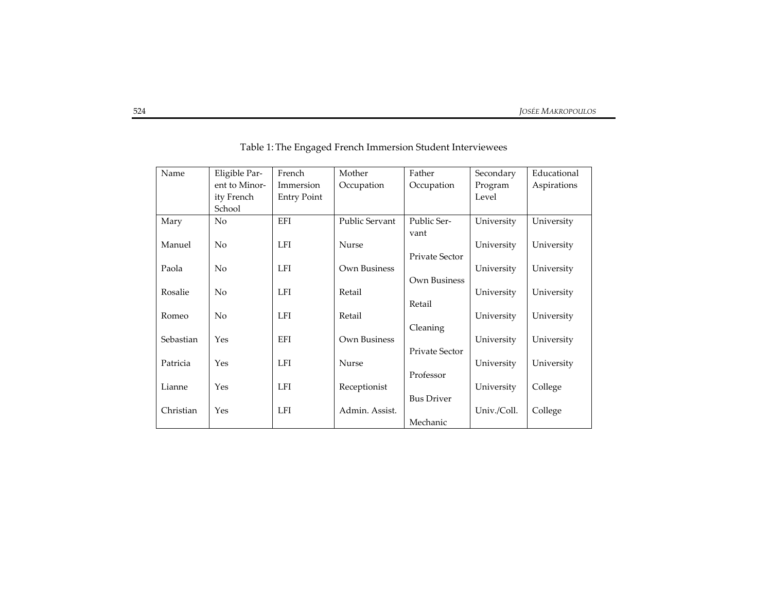Table 1: The Engaged French Immersion Student Interviewees

| Name | Eligible Parent to Minority French School | French Immersion Entry Point | Mother Occupation | Father Occupation | Secondary Program Level | Educational Aspirations |
|---|---|---|---|---|---|---|
| Mary | No | EFI | Public Servant | Public Servant | University | University |
| Manuel | No | LFI | Nurse | Private Sector | University | University |
| Paola | No | LFI | Own Business | Own Business | University | University |
| Rosalie | No | LFI | Retail | Retail | University | University |
| Romeo | No | LFI | Retail | Cleaning | University | University |
| Sebastian | Yes | EFI | Own Business | Private Sector | University | University |
| Patricia | Yes | LFI | Nurse | Professor | University | University |
| Lianne | Yes | LFI | Receptionist | Bus Driver | University | College |
| Christian | Yes | LFI | Admin. Assist. | Mechanic | Univ./Coll. | College |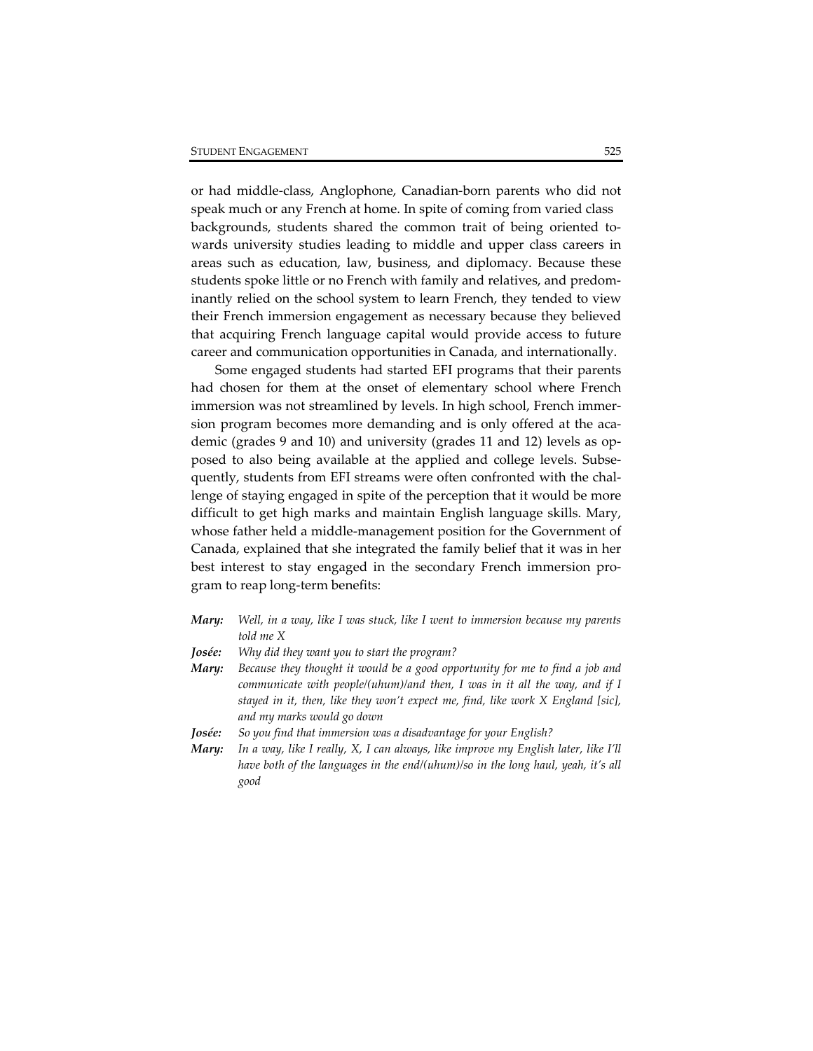or had middle-class, Anglophone, Canadian-born parents who did not speak much or any French at home. In spite of coming from varied class backgrounds, students shared the common trait of being oriented towards university studies leading to middle and upper class careers in areas such as education, law, business, and diplomacy. Because these students spoke little or no French with family and relatives, and predominantly relied on the school system to learn French, they tended to view their French immersion engagement as necessary because they believed that acquiring French language capital would provide access to future career and communication opportunities in Canada, and internationally.

Some engaged students had started EFI programs that their parents had chosen for them at the onset of elementary school where French immersion was not streamlined by levels. In high school, French immersion program becomes more demanding and is only offered at the academic (grades 9 and 10) and university (grades 11 and 12) levels as opposed to also being available at the applied and college levels. Subsequently, students from EFI streams were often confronted with the challenge of staying engaged in spite of the perception that it would be more difficult to get high marks and maintain English language skills. Mary, whose father held a middle-management position for the Government of Canada, explained that she integrated the family belief that it was in her best interest to stay engaged in the secondary French immersion program to reap long-term benefits:

**Mary:** *Well, in a way, like I was stuck, like I went to immersion because my parents told me X*

**Josée:** *Why did they want you to start the program?*

**Mary:** *Because they thought it would be a good opportunity for me to find a job and communicate with people/(uhum)/and then, I was in it all the way, and if I stayed in it, then, like they won't expect me, find, like work X England [sic], and my marks would go down*

**Josée:** *So you find that immersion was a disadvantage for your English?*

**Mary:** *In a way, like I really, X, I can always, like improve my English later, like I'll have both of the languages in the end/(uhum)/so in the long haul, yeah, it's all good*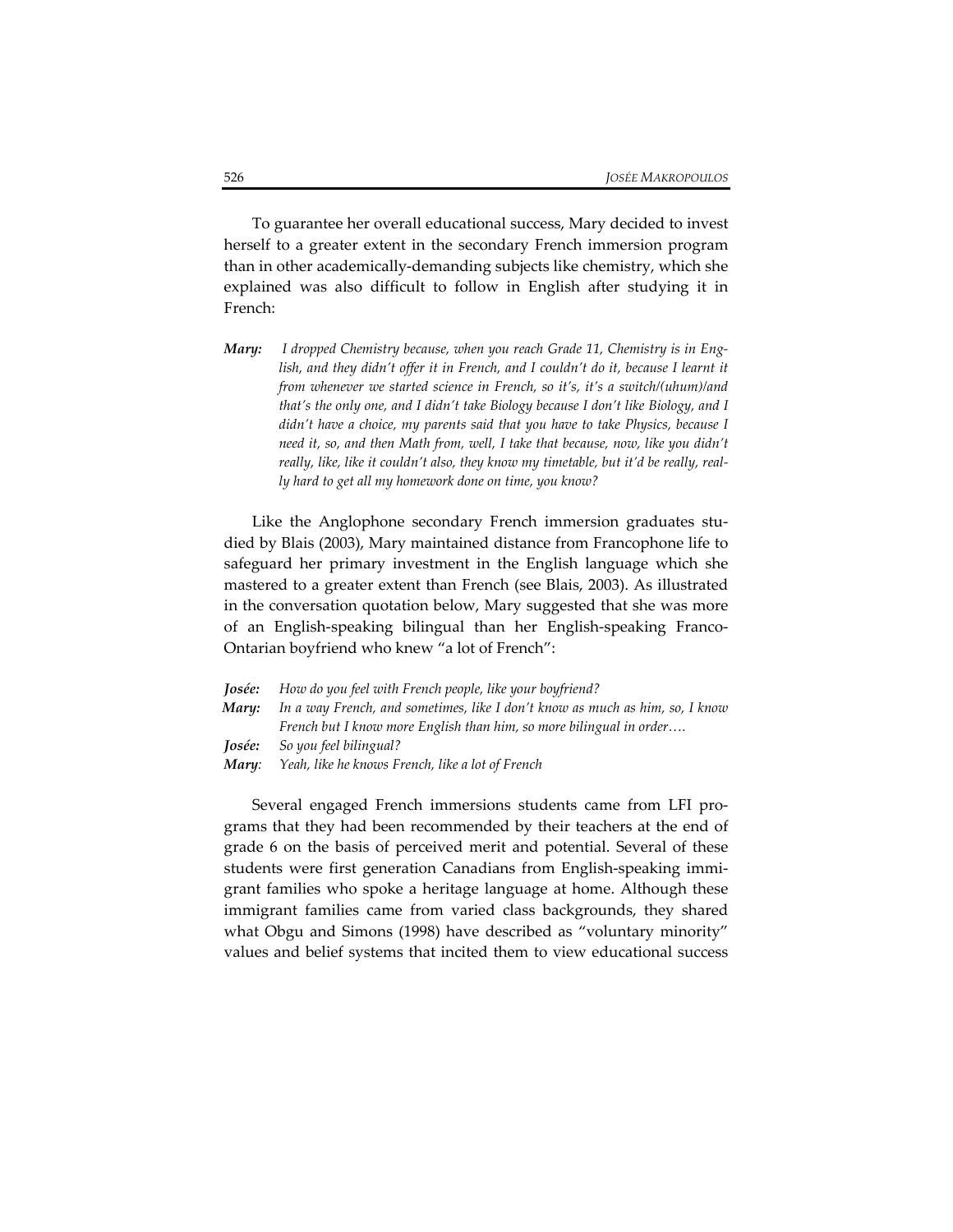To guarantee her overall educational success, Mary decided to invest herself to a greater extent in the secondary French immersion program than in other academically-demanding subjects like chemistry, which she explained was also difficult to follow in English after studying it in French:

> ***Mary:*** *I dropped Chemistry because, when you reach Grade 11, Chemistry is in English, and they didn't offer it in French, and I couldn't do it, because I learnt it from whenever we started science in French, so it's, it's a switch/(uhum)/and that's the only one, and I didn't take Biology because I don't like Biology, and I didn't have a choice, my parents said that you have to take Physics, because I need it, so, and then Math from, well, I take that because, now, like you didn't really, like, like it couldn't also, they know my timetable, but it'd be really, really hard to get all my homework done on time, you know?*

Like the Anglophone secondary French immersion graduates studied by Blais (2003), Mary maintained distance from Francophone life to safeguard her primary investment in the English language which she mastered to a greater extent than French (see Blais, 2003). As illustrated in the conversation quotation below, Mary suggested that she was more of an English-speaking bilingual than her English-speaking Franco-Ontarian boyfriend who knew "a lot of French":

> ***Josée:*** *How do you feel with French people, like your boyfriend?*
>
> ***Mary:*** *In a way French, and sometimes, like I don't know as much as him, so, I know French but I know more English than him, so more bilingual in order….*
>
> ***Josée:*** *So you feel bilingual?*
>
> ***Mary:*** *Yeah, like he knows French, like a lot of French*

Several engaged French immersions students came from LFI programs that they had been recommended by their teachers at the end of grade 6 on the basis of perceived merit and potential. Several of these students were first generation Canadians from English-speaking immigrant families who spoke a heritage language at home. Although these immigrant families came from varied class backgrounds, they shared what Obgu and Simons (1998) have described as "voluntary minority" values and belief systems that incited them to view educational success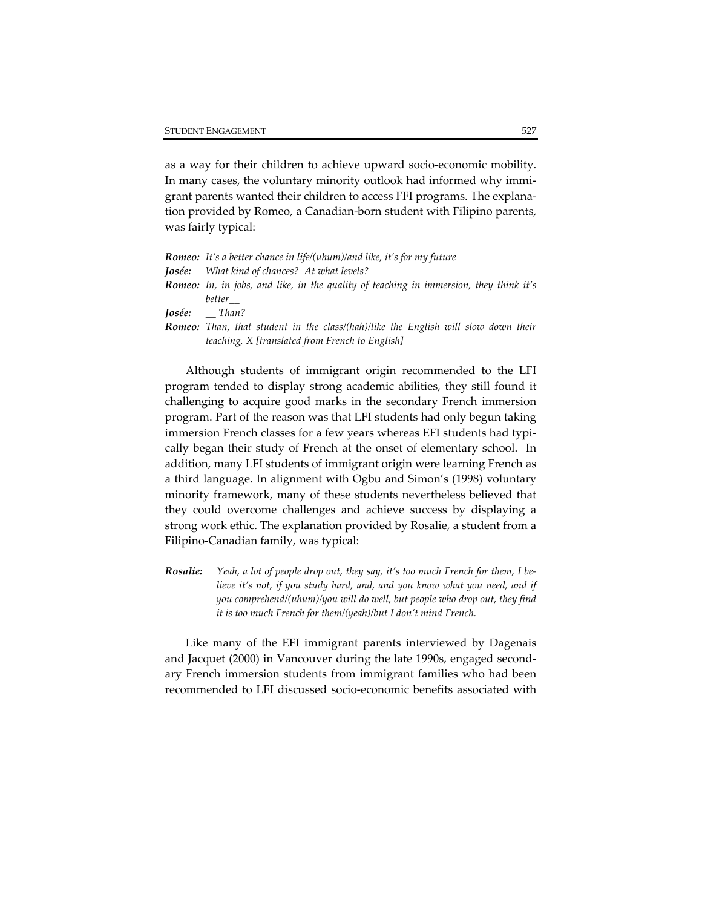as a way for their children to achieve upward socio-economic mobility. In many cases, the voluntary minority outlook had informed why immigrant parents wanted their children to access FFI programs. The explanation provided by Romeo, a Canadian-born student with Filipino parents, was fairly typical:

***Romeo:*** *It's a better chance in life/(uhum)/and like, it's for my future*
***Josée:*** *What kind of chances? At what levels?*
***Romeo:*** *In, in jobs, and like, in the quality of teaching in immersion, they think it's better__*
***Josée:*** *__ Than?*
***Romeo:*** *Than, that student in the class/(hah)/like the English will slow down their teaching, X [translated from French to English]*

Although students of immigrant origin recommended to the LFI program tended to display strong academic abilities, they still found it challenging to acquire good marks in the secondary French immersion program. Part of the reason was that LFI students had only begun taking immersion French classes for a few years whereas EFI students had typically began their study of French at the onset of elementary school. In addition, many LFI students of immigrant origin were learning French as a third language. In alignment with Ogbu and Simon's (1998) voluntary minority framework, many of these students nevertheless believed that they could overcome challenges and achieve success by displaying a strong work ethic. The explanation provided by Rosalie, a student from a Filipino-Canadian family, was typical:

***Rosalie:*** *Yeah, a lot of people drop out, they say, it's too much French for them, I believe it's not, if you study hard, and, and you know what you need, and if you comprehend/(uhum)/you will do well, but people who drop out, they find it is too much French for them/(yeah)/but I don't mind French.*

Like many of the EFI immigrant parents interviewed by Dagenais and Jacquet (2000) in Vancouver during the late 1990s, engaged secondary French immersion students from immigrant families who had been recommended to LFI discussed socio-economic benefits associated with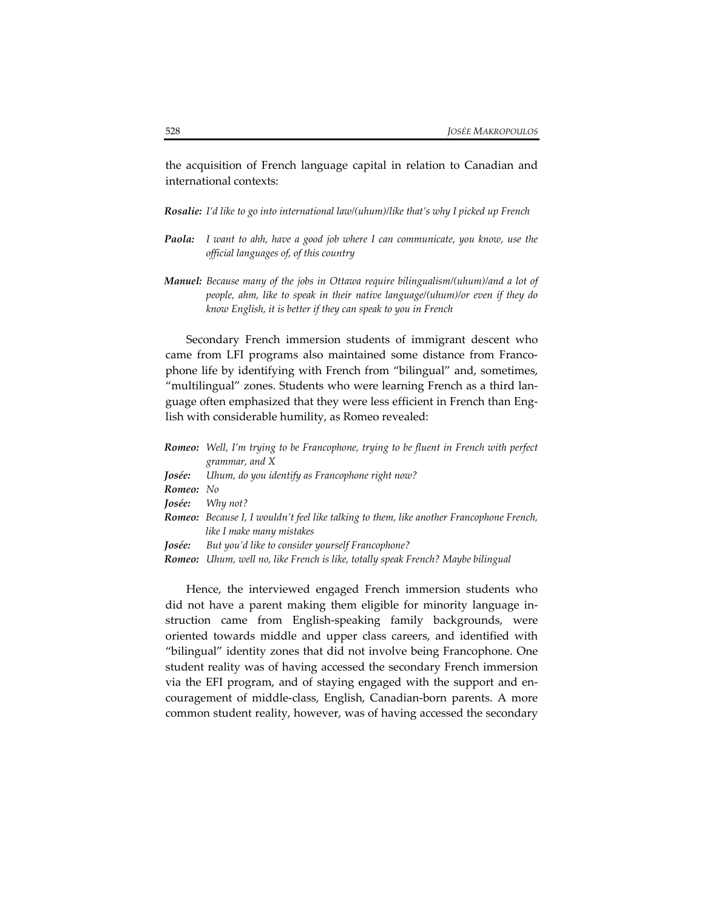the acquisition of French language capital in relation to Canadian and international contexts:

***Rosalie:*** *I'd like to go into international law/(uhum)/like that's why I picked up French*

***Paola:*** *I want to ahh, have a good job where I can communicate, you know, use the official languages of, of this country*

***Manuel:*** *Because many of the jobs in Ottawa require bilingualism/(uhum)/and a lot of people, ahm, like to speak in their native language/(uhum)/or even if they do know English, it is better if they can speak to you in French*

Secondary French immersion students of immigrant descent who came from LFI programs also maintained some distance from Francophone life by identifying with French from "bilingual" and, sometimes, "multilingual" zones. Students who were learning French as a third language often emphasized that they were less efficient in French than English with considerable humility, as Romeo revealed:

***Romeo:*** *Well, I'm trying to be Francophone, trying to be fluent in French with perfect grammar, and X*
***Josée:*** *Uhum, do you identify as Francophone right now?*
***Romeo:*** *No*
***Josée:*** *Why not?*
***Romeo:*** *Because I, I wouldn't feel like talking to them, like another Francophone French, like I make many mistakes*
***Josée:*** *But you'd like to consider yourself Francophone?*
***Romeo:*** *Uhum, well no, like French is like, totally speak French? Maybe bilingual*

Hence, the interviewed engaged French immersion students who did not have a parent making them eligible for minority language instruction came from English-speaking family backgrounds, were oriented towards middle and upper class careers, and identified with "bilingual" identity zones that did not involve being Francophone. One student reality was of having accessed the secondary French immersion via the EFI program, and of staying engaged with the support and encouragement of middle-class, English, Canadian-born parents. A more common student reality, however, was of having accessed the secondary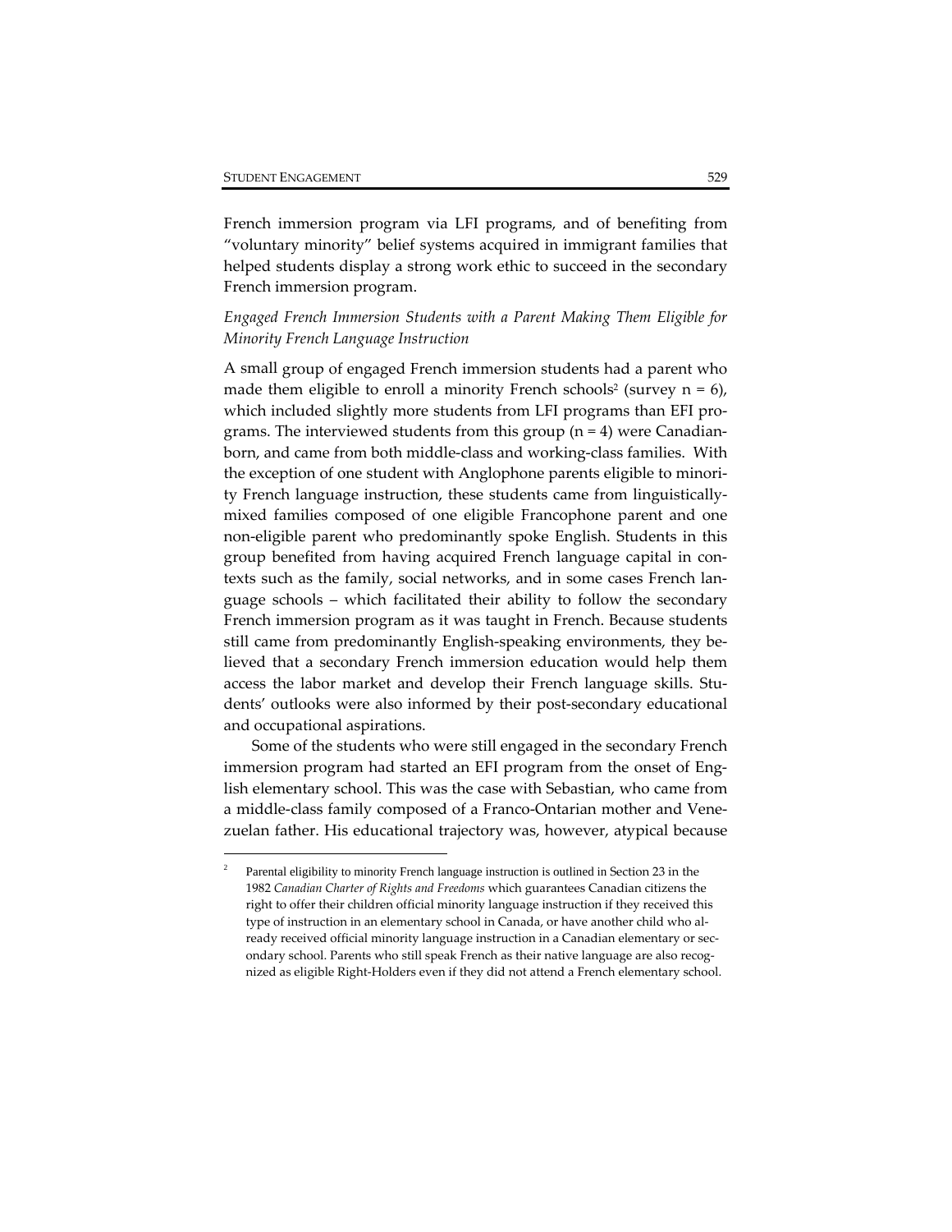French immersion program via LFI programs, and of benefiting from "voluntary minority" belief systems acquired in immigrant families that helped students display a strong work ethic to succeed in the secondary French immersion program.

*Engaged French Immersion Students with a Parent Making Them Eligible for Minority French Language Instruction*

A small group of engaged French immersion students had a parent who made them eligible to enroll a minority French schools[2] (survey n = 6), which included slightly more students from LFI programs than EFI programs. The interviewed students from this group (n = 4) were Canadian-born, and came from both middle-class and working-class families. With the exception of one student with Anglophone parents eligible to minority French language instruction, these students came from linguistically-mixed families composed of one eligible Francophone parent and one non-eligible parent who predominantly spoke English. Students in this group benefited from having acquired French language capital in contexts such as the family, social networks, and in some cases French language schools – which facilitated their ability to follow the secondary French immersion program as it was taught in French. Because students still came from predominantly English-speaking environments, they believed that a secondary French immersion education would help them access the labor market and develop their French language skills. Students' outlooks were also informed by their post-secondary educational and occupational aspirations.

Some of the students who were still engaged in the secondary French immersion program had started an EFI program from the onset of English elementary school. This was the case with Sebastian, who came from a middle-class family composed of a Franco-Ontarian mother and Venezuelan father. His educational trajectory was, however, atypical because

[2] Parental eligibility to minority French language instruction is outlined in Section 23 in the 1982 *Canadian Charter of Rights and Freedoms* which guarantees Canadian citizens the right to offer their children official minority language instruction if they received this type of instruction in an elementary school in Canada, or have another child who already received official minority language instruction in a Canadian elementary or secondary school. Parents who still speak French as their native language are also recognized as eligible Right-Holders even if they did not attend a French elementary school.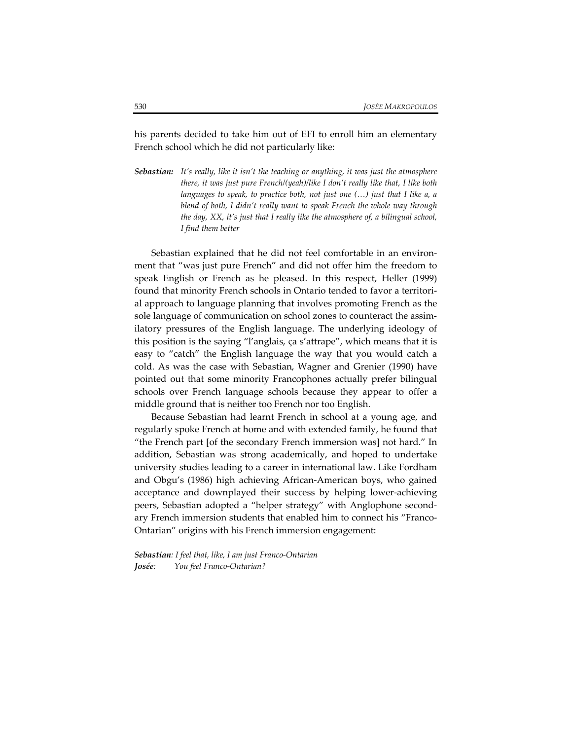his parents decided to take him out of EFI to enroll him an elementary French school which he did not particularly like:

**_Sebastian:_** _It's really, like it isn't the teaching or anything, it was just the atmosphere there, it was just pure French/(yeah)/like I don't really like that, I like both languages to speak, to practice both, not just one (…) just that I like a, a blend of both, I didn't really want to speak French the whole way through the day, XX, it's just that I really like the atmosphere of, a bilingual school, I find them better_

Sebastian explained that he did not feel comfortable in an environment that "was just pure French" and did not offer him the freedom to speak English or French as he pleased. In this respect, Heller (1999) found that minority French schools in Ontario tended to favor a territorial approach to language planning that involves promoting French as the sole language of communication on school zones to counteract the assimilatory pressures of the English language. The underlying ideology of this position is the saying "l'anglais, ça s'attrape", which means that it is easy to "catch" the English language the way that you would catch a cold. As was the case with Sebastian, Wagner and Grenier (1990) have pointed out that some minority Francophones actually prefer bilingual schools over French language schools because they appear to offer a middle ground that is neither too French nor too English.

Because Sebastian had learnt French in school at a young age, and regularly spoke French at home and with extended family, he found that "the French part [of the secondary French immersion was] not hard." In addition, Sebastian was strong academically, and hoped to undertake university studies leading to a career in international law. Like Fordham and Obgu's (1986) high achieving African-American boys, who gained acceptance and downplayed their success by helping lower-achieving peers, Sebastian adopted a "helper strategy" with Anglophone secondary French immersion students that enabled him to connect his "Franco-Ontarian" origins with his French immersion engagement:

**_Sebastian_**: _I feel that, like, I am just Franco-Ontarian_
**_Josée_**: _You feel Franco-Ontarian?_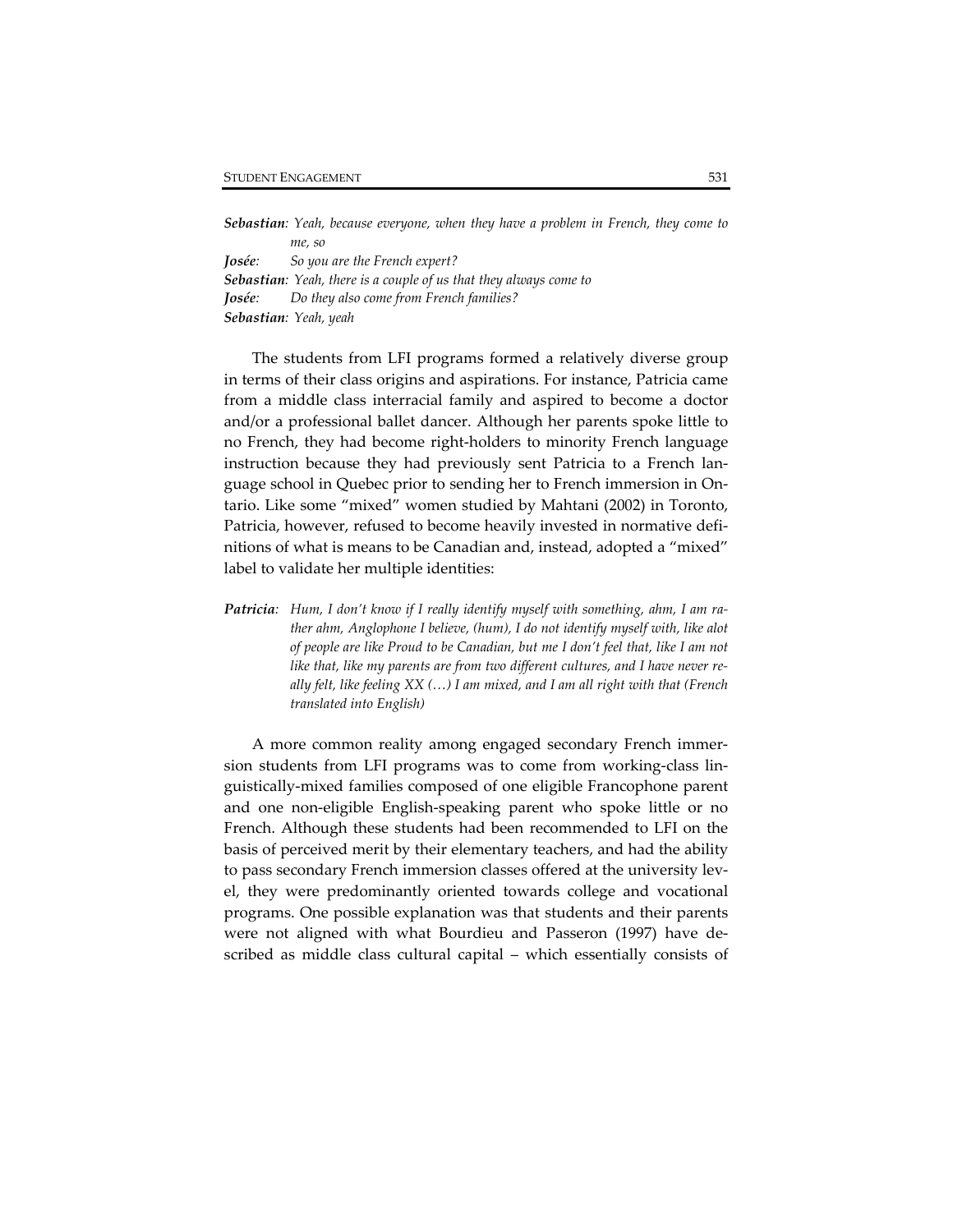*__Sebastian__: Yeah, because everyone, when they have a problem in French, they come to me, so*
*__Josée__: So you are the French expert?*
*__Sebastian__: Yeah, there is a couple of us that they always come to*
*__Josée__: Do they also come from French families?*
*__Sebastian__: Yeah, yeah*

The students from LFI programs formed a relatively diverse group in terms of their class origins and aspirations. For instance, Patricia came from a middle class interracial family and aspired to become a doctor and/or a professional ballet dancer. Although her parents spoke little to no French, they had become right-holders to minority French language instruction because they had previously sent Patricia to a French language school in Quebec prior to sending her to French immersion in Ontario. Like some "mixed" women studied by Mahtani (2002) in Toronto, Patricia, however, refused to become heavily invested in normative definitions of what is means to be Canadian and, instead, adopted a "mixed" label to validate her multiple identities:

*__Patricia__: Hum, I don't know if I really identify myself with something, ahm, I am rather ahm, Anglophone I believe, (hum), I do not identify myself with, like alot of people are like Proud to be Canadian, but me I don't feel that, like I am not like that, like my parents are from two different cultures, and I have never really felt, like feeling XX (…) I am mixed, and I am all right with that (French translated into English)*

A more common reality among engaged secondary French immersion students from LFI programs was to come from working-class linguistically-mixed families composed of one eligible Francophone parent and one non-eligible English-speaking parent who spoke little or no French. Although these students had been recommended to LFI on the basis of perceived merit by their elementary teachers, and had the ability to pass secondary French immersion classes offered at the university level, they were predominantly oriented towards college and vocational programs. One possible explanation was that students and their parents were not aligned with what Bourdieu and Passeron (1997) have described as middle class cultural capital – which essentially consists of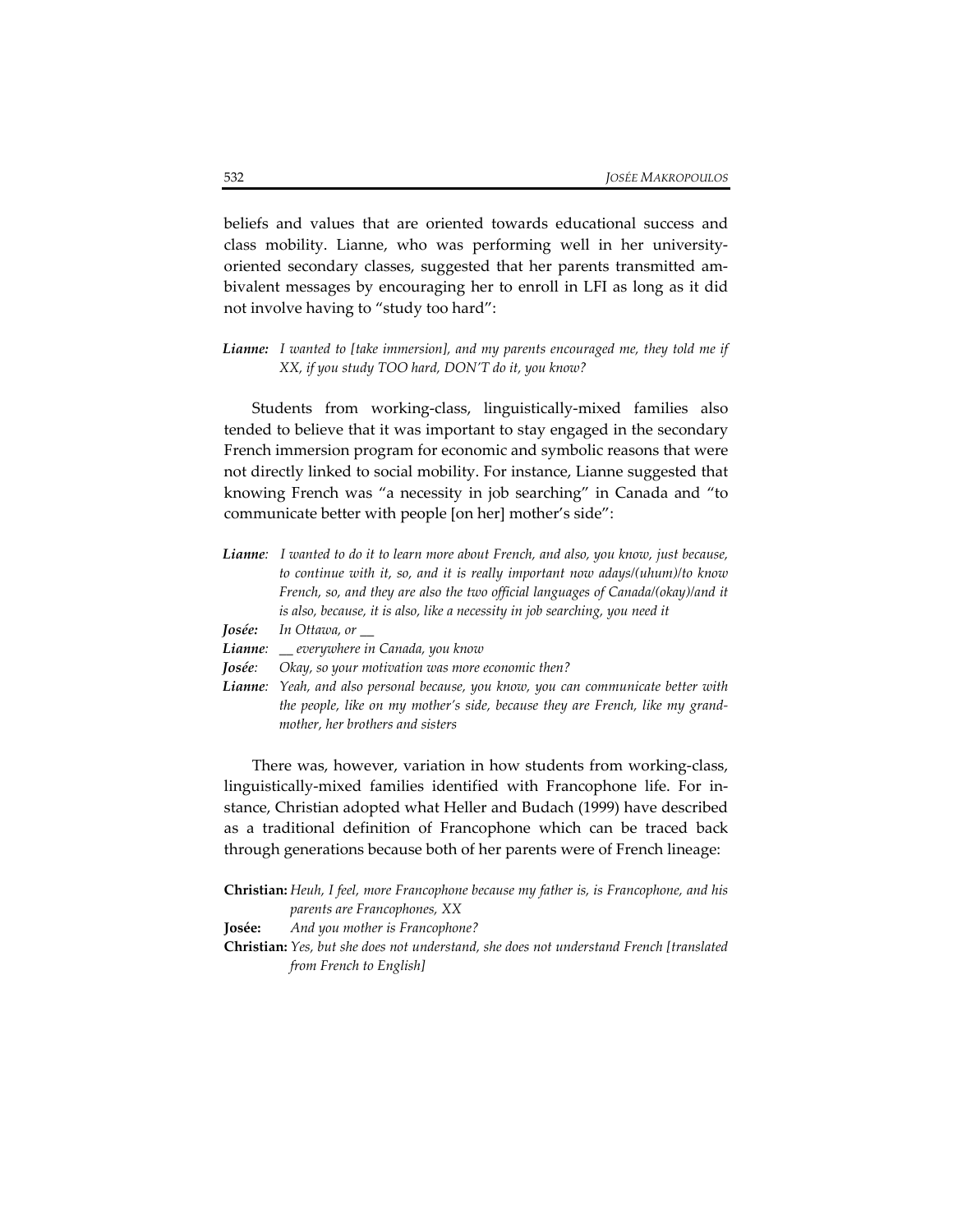beliefs and values that are oriented towards educational success and class mobility. Lianne, who was performing well in her university-oriented secondary classes, suggested that her parents transmitted ambivalent messages by encouraging her to enroll in LFI as long as it did not involve having to "study too hard":

**_Lianne:_** _I wanted to [take immersion], and my parents encouraged me, they told me if XX, if you study TOO hard, DON'T do it, you know?_

Students from working-class, linguistically-mixed families also tended to believe that it was important to stay engaged in the secondary French immersion program for economic and symbolic reasons that were not directly linked to social mobility. For instance, Lianne suggested that knowing French was "a necessity in job searching" in Canada and "to communicate better with people [on her] mother's side":

**_Lianne:_** _I wanted to do it to learn more about French, and also, you know, just because, to continue with it, so, and it is really important now adays/(uhum)/to know French, so, and they are also the two official languages of Canada/(okay)/and it is also, because, it is also, like a necessity in job searching, you need it_

**_Josée:_** _In Ottawa, or __

**_Lianne:_** ___ everywhere in Canada, you know_

**_Josée:_** _Okay, so your motivation was more economic then?_

**_Lianne:_** _Yeah, and also personal because, you know, you can communicate better with the people, like on my mother's side, because they are French, like my grandmother, her brothers and sisters_

There was, however, variation in how students from working-class, linguistically-mixed families identified with Francophone life. For instance, Christian adopted what Heller and Budach (1999) have described as a traditional definition of Francophone which can be traced back through generations because both of her parents were of French lineage:

**Christian:** _Heuh, I feel, more Francophone because my father is, is Francophone, and his parents are Francophones, XX_

**Josée:** _And you mother is Francophone?_

**Christian:** _Yes, but she does not understand, she does not understand French [translated from French to English]_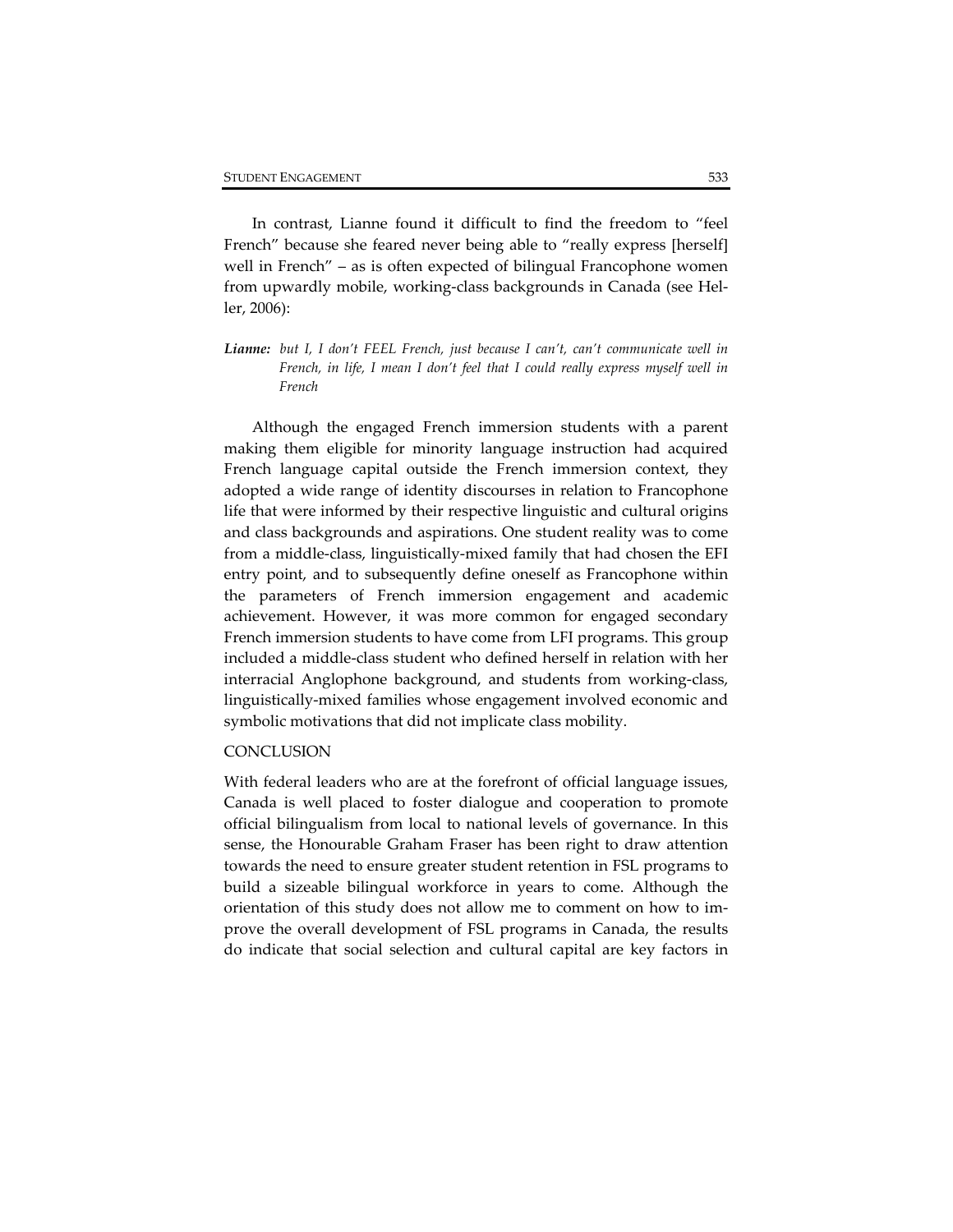In contrast, Lianne found it difficult to find the freedom to "feel French" because she feared never being able to "really express [herself] well in French" – as is often expected of bilingual Francophone women from upwardly mobile, working-class backgrounds in Canada (see Heller, 2006):

> ***Lianne:*** *but I, I don't FEEL French, just because I can't, can't communicate well in French, in life, I mean I don't feel that I could really express myself well in French*

Although the engaged French immersion students with a parent making them eligible for minority language instruction had acquired French language capital outside the French immersion context, they adopted a wide range of identity discourses in relation to Francophone life that were informed by their respective linguistic and cultural origins and class backgrounds and aspirations. One student reality was to come from a middle-class, linguistically-mixed family that had chosen the EFI entry point, and to subsequently define oneself as Francophone within the parameters of French immersion engagement and academic achievement. However, it was more common for engaged secondary French immersion students to have come from LFI programs. This group included a middle-class student who defined herself in relation with her interracial Anglophone background, and students from working-class, linguistically-mixed families whose engagement involved economic and symbolic motivations that did not implicate class mobility.

## CONCLUSION

With federal leaders who are at the forefront of official language issues, Canada is well placed to foster dialogue and cooperation to promote official bilingualism from local to national levels of governance. In this sense, the Honourable Graham Fraser has been right to draw attention towards the need to ensure greater student retention in FSL programs to build a sizeable bilingual workforce in years to come. Although the orientation of this study does not allow me to comment on how to improve the overall development of FSL programs in Canada, the results do indicate that social selection and cultural capital are key factors in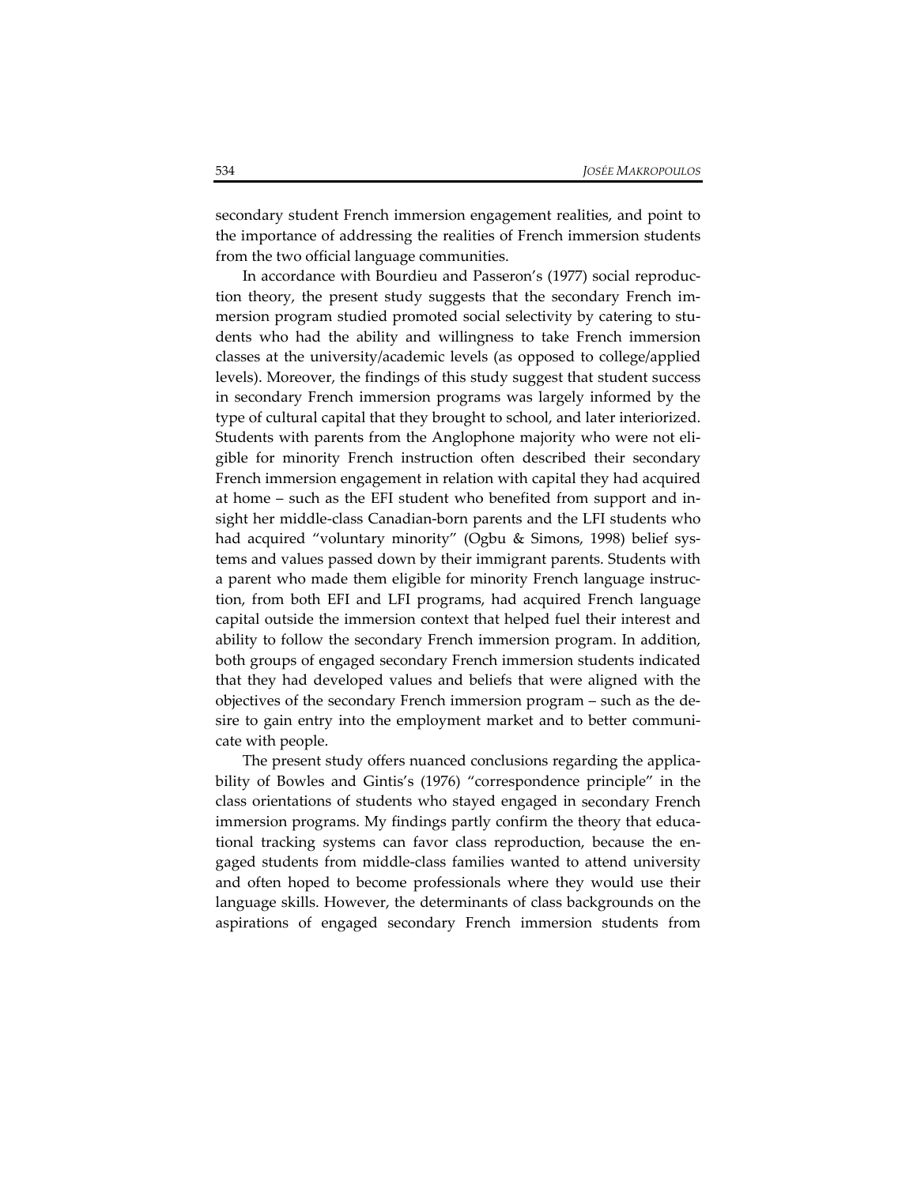secondary student French immersion engagement realities, and point to the importance of addressing the realities of French immersion students from the two official language communities.

In accordance with Bourdieu and Passeron's (1977) social reproduction theory, the present study suggests that the secondary French immersion program studied promoted social selectivity by catering to students who had the ability and willingness to take French immersion classes at the university/academic levels (as opposed to college/applied levels). Moreover, the findings of this study suggest that student success in secondary French immersion programs was largely informed by the type of cultural capital that they brought to school, and later interiorized. Students with parents from the Anglophone majority who were not eligible for minority French instruction often described their secondary French immersion engagement in relation with capital they had acquired at home – such as the EFI student who benefited from support and insight her middle-class Canadian-born parents and the LFI students who had acquired "voluntary minority" (Ogbu & Simons, 1998) belief systems and values passed down by their immigrant parents. Students with a parent who made them eligible for minority French language instruction, from both EFI and LFI programs, had acquired French language capital outside the immersion context that helped fuel their interest and ability to follow the secondary French immersion program. In addition, both groups of engaged secondary French immersion students indicated that they had developed values and beliefs that were aligned with the objectives of the secondary French immersion program – such as the desire to gain entry into the employment market and to better communicate with people.

The present study offers nuanced conclusions regarding the applicability of Bowles and Gintis's (1976) "correspondence principle" in the class orientations of students who stayed engaged in secondary French immersion programs. My findings partly confirm the theory that educational tracking systems can favor class reproduction, because the engaged students from middle-class families wanted to attend university and often hoped to become professionals where they would use their language skills. However, the determinants of class backgrounds on the aspirations of engaged secondary French immersion students from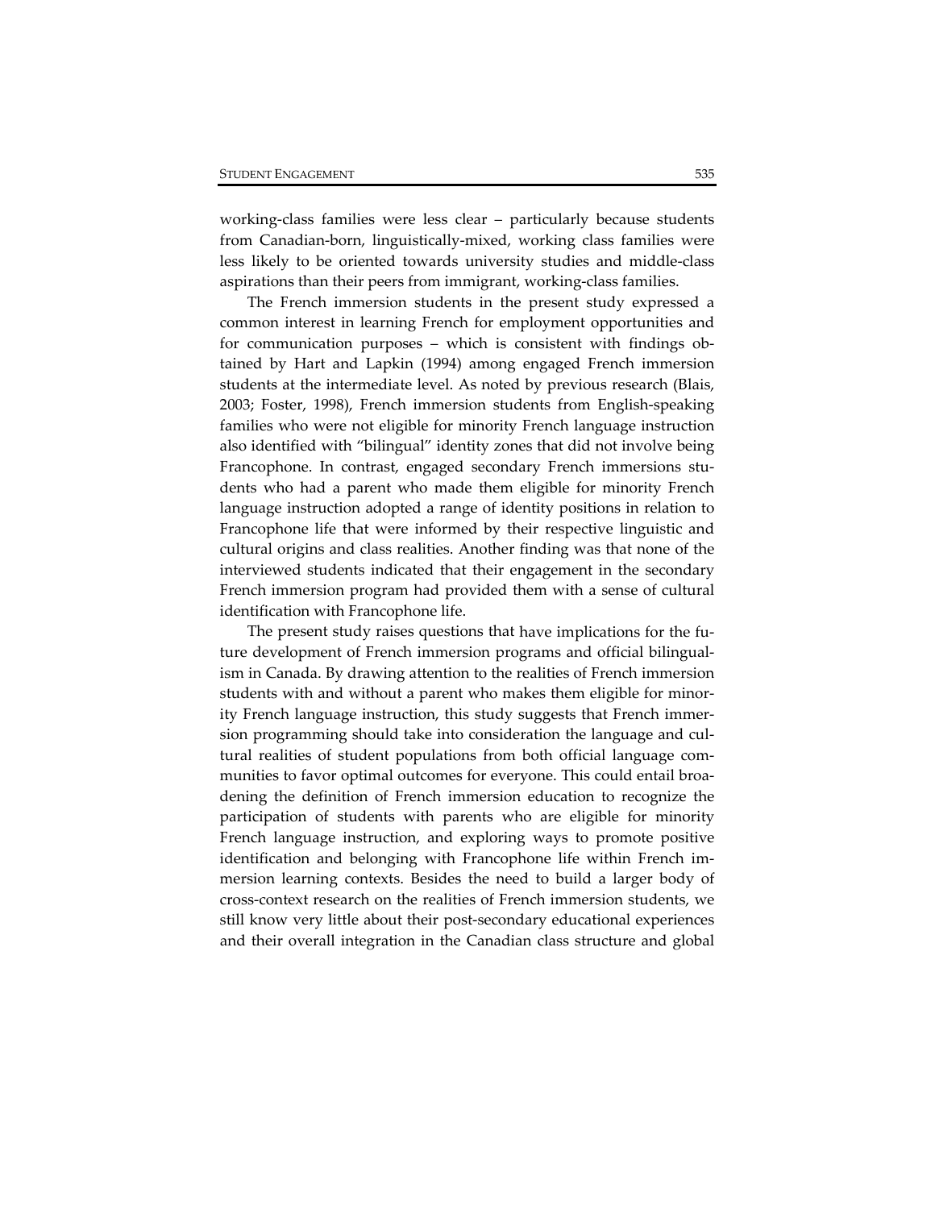working-class families were less clear – particularly because students from Canadian-born, linguistically-mixed, working class families were less likely to be oriented towards university studies and middle-class aspirations than their peers from immigrant, working-class families.

The French immersion students in the present study expressed a common interest in learning French for employment opportunities and for communication purposes – which is consistent with findings obtained by Hart and Lapkin (1994) among engaged French immersion students at the intermediate level. As noted by previous research (Blais, 2003; Foster, 1998), French immersion students from English-speaking families who were not eligible for minority French language instruction also identified with "bilingual" identity zones that did not involve being Francophone. In contrast, engaged secondary French immersions students who had a parent who made them eligible for minority French language instruction adopted a range of identity positions in relation to Francophone life that were informed by their respective linguistic and cultural origins and class realities. Another finding was that none of the interviewed students indicated that their engagement in the secondary French immersion program had provided them with a sense of cultural identification with Francophone life.

The present study raises questions that have implications for the future development of French immersion programs and official bilingualism in Canada. By drawing attention to the realities of French immersion students with and without a parent who makes them eligible for minority French language instruction, this study suggests that French immersion programming should take into consideration the language and cultural realities of student populations from both official language communities to favor optimal outcomes for everyone. This could entail broadening the definition of French immersion education to recognize the participation of students with parents who are eligible for minority French language instruction, and exploring ways to promote positive identification and belonging with Francophone life within French immersion learning contexts. Besides the need to build a larger body of cross-context research on the realities of French immersion students, we still know very little about their post-secondary educational experiences and their overall integration in the Canadian class structure and global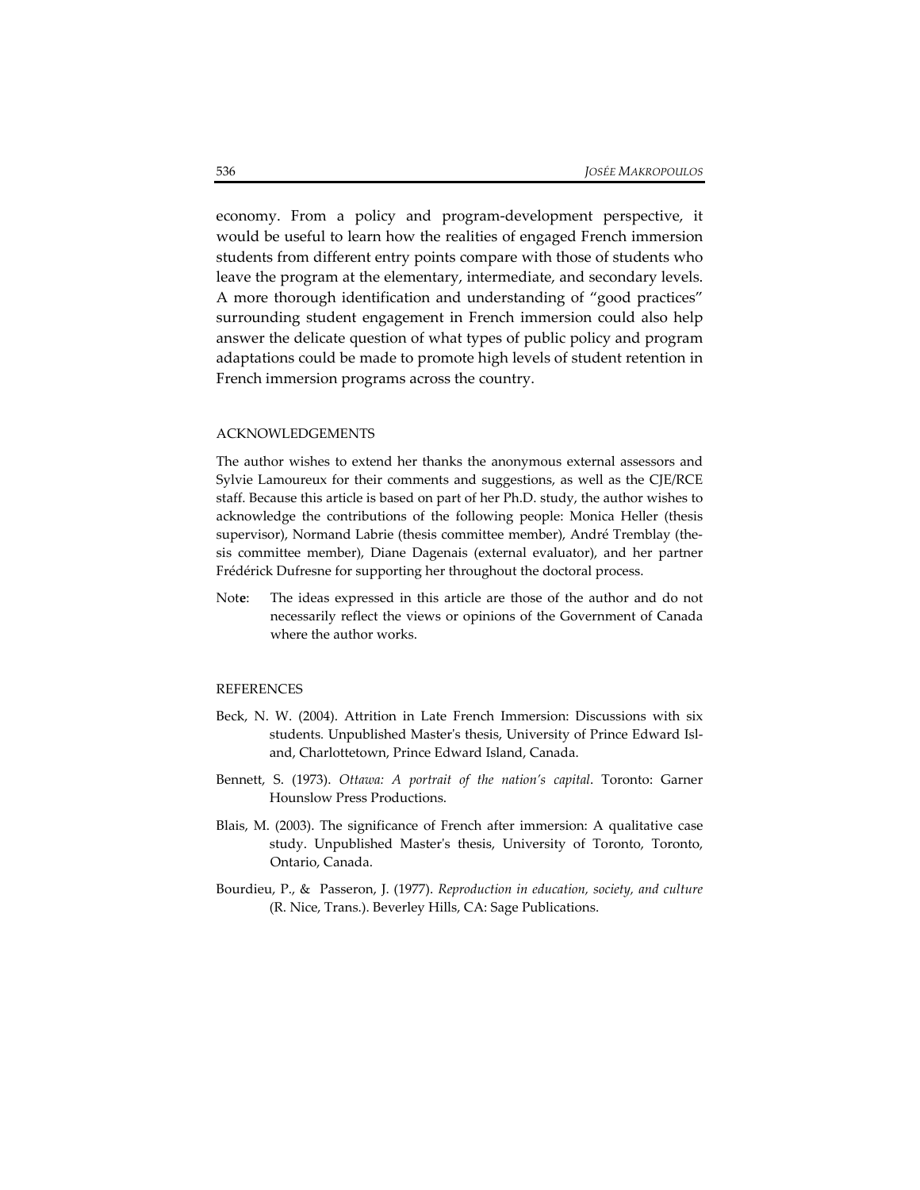economy. From a policy and program-development perspective, it would be useful to learn how the realities of engaged French immersion students from different entry points compare with those of students who leave the program at the elementary, intermediate, and secondary levels. A more thorough identification and understanding of "good practices" surrounding student engagement in French immersion could also help answer the delicate question of what types of public policy and program adaptations could be made to promote high levels of student retention in French immersion programs across the country.

## ACKNOWLEDGEMENTS

The author wishes to extend her thanks the anonymous external assessors and Sylvie Lamoureux for their comments and suggestions, as well as the CJE/RCE staff. Because this article is based on part of her Ph.D. study, the author wishes to acknowledge the contributions of the following people: Monica Heller (thesis supervisor), Normand Labrie (thesis committee member), André Tremblay (thesis committee member), Diane Dagenais (external evaluator), and her partner Frédérick Dufresne for supporting her throughout the doctoral process.

Note: The ideas expressed in this article are those of the author and do not necessarily reflect the views or opinions of the Government of Canada where the author works.

## REFERENCES

Beck, N. W. (2004). Attrition in Late French Immersion: Discussions with six students. Unpublished Master's thesis, University of Prince Edward Island, Charlottetown, Prince Edward Island, Canada.

Bennett, S. (1973). *Ottawa: A portrait of the nation's capital*. Toronto: Garner Hounslow Press Productions.

Blais, M. (2003). The significance of French after immersion: A qualitative case study. Unpublished Master's thesis, University of Toronto, Toronto, Ontario, Canada.

Bourdieu, P., & Passeron, J. (1977). *Reproduction in education, society, and culture* (R. Nice, Trans.). Beverley Hills, CA: Sage Publications.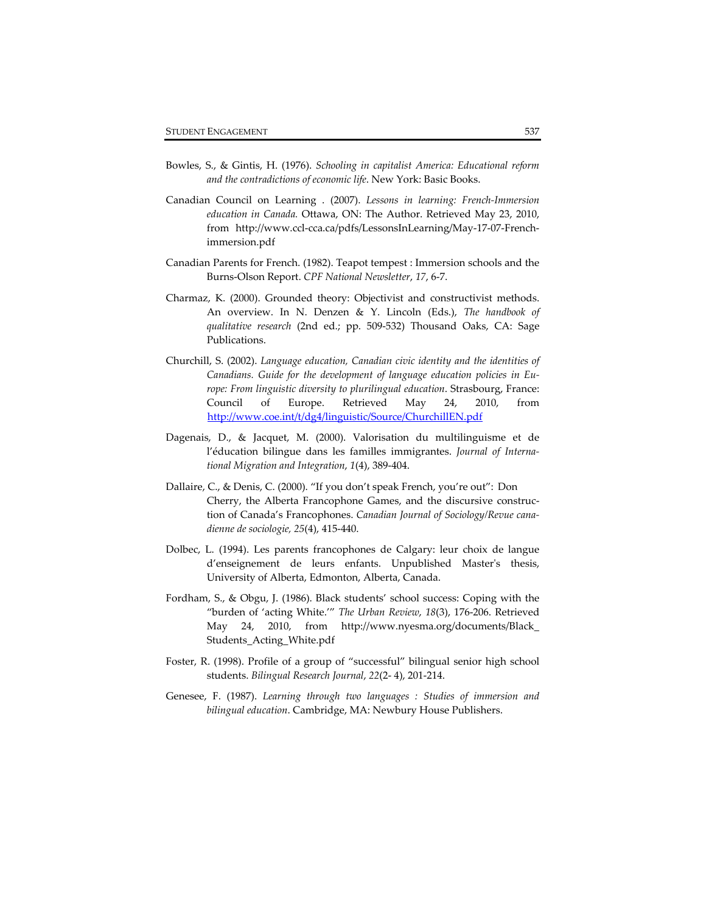Bowles, S., & Gintis, H. (1976). *Schooling in capitalist America: Educational reform and the contradictions of economic life*. New York: Basic Books.

Canadian Council on Learning . (2007). *Lessons in learning: French-Immersion education in Canada.* Ottawa, ON: The Author. Retrieved May 23, 2010, from http://www.ccl-cca.ca/pdfs/LessonsInLearning/May-17-07-French-immersion.pdf

Canadian Parents for French. (1982). Teapot tempest : Immersion schools and the Burns-Olson Report. *CPF National Newsletter*, *17*, 6-7.

Charmaz, K. (2000). Grounded theory: Objectivist and constructivist methods. An overview. In N. Denzen & Y. Lincoln (Eds.), *The handbook of qualitative research* (2nd ed.; pp. 509-532) Thousand Oaks, CA: Sage Publications.

Churchill, S. (2002). *Language education, Canadian civic identity and the identities of Canadians. Guide for the development of language education policies in Europe: From linguistic diversity to plurilingual education*. Strasbourg, France: Council of Europe. Retrieved May 24, 2010, from http://www.coe.int/t/dg4/linguistic/Source/ChurchillEN.pdf

Dagenais, D., & Jacquet, M. (2000). Valorisation du multilinguisme et de l'éducation bilingue dans les familles immigrantes. *Journal of International Migration and Integration*, *1*(4), 389-404.

Dallaire, C., & Denis, C. (2000). "If you don't speak French, you're out": Don Cherry, the Alberta Francophone Games, and the discursive construction of Canada's Francophones. *Canadian Journal of Sociology/Revue canadienne de sociologie, 25*(4), 415-440.

Dolbec, L. (1994). Les parents francophones de Calgary: leur choix de langue d'enseignement de leurs enfants. Unpublished Master's thesis, University of Alberta, Edmonton, Alberta, Canada.

Fordham, S., & Obgu, J. (1986). Black students' school success: Coping with the "burden of 'acting White.'" *The Urban Review*, *18*(3), 176-206. Retrieved May 24, 2010, from http://www.nyesma.org/documents/Black_Students_Acting_White.pdf

Foster, R. (1998). Profile of a group of "successful" bilingual senior high school students. *Bilingual Research Journal*, *22*(2- 4), 201-214.

Genesee, F. (1987). *Learning through two languages : Studies of immersion and bilingual education*. Cambridge, MA: Newbury House Publishers.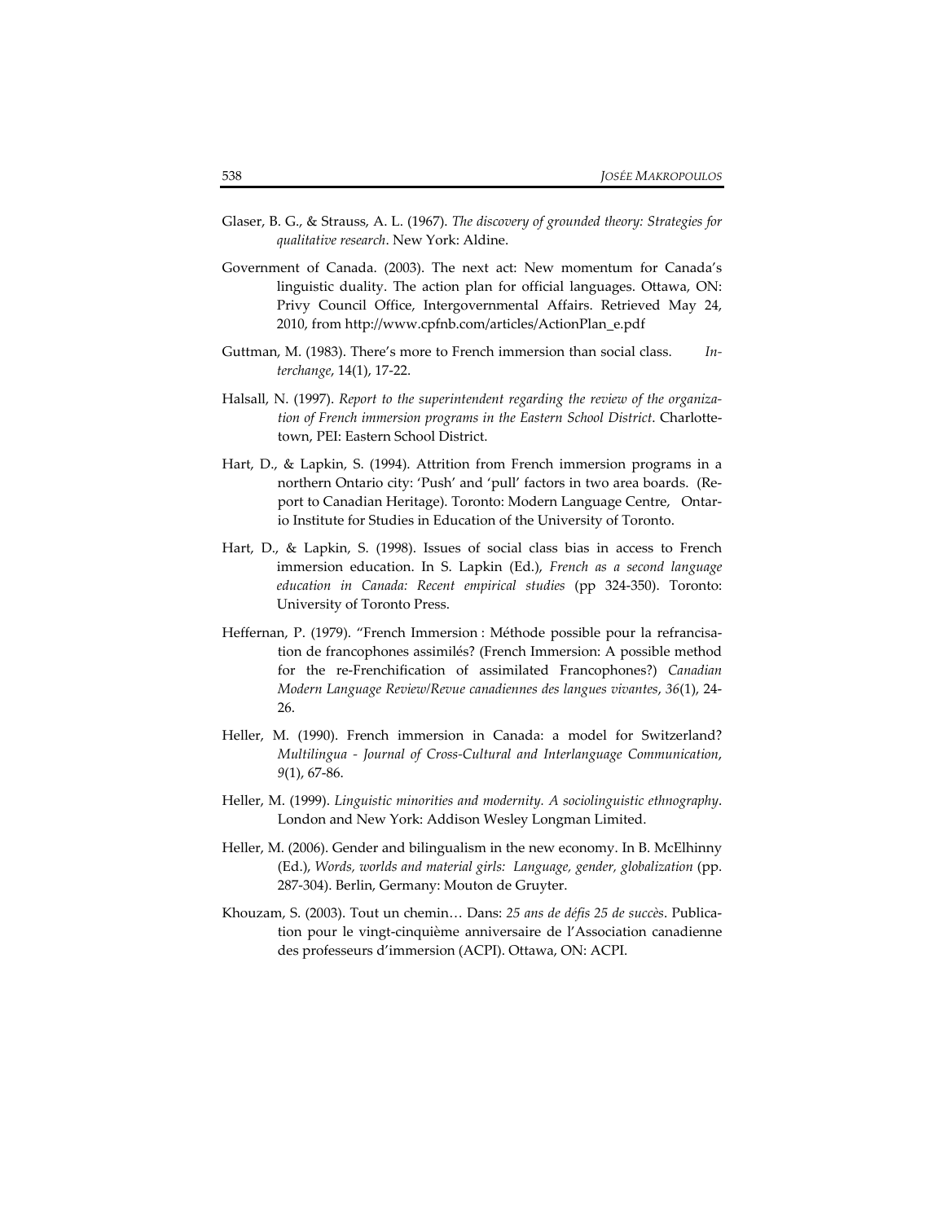Glaser, B. G., & Strauss, A. L. (1967). *The discovery of grounded theory: Strategies for qualitative research*. New York: Aldine.

Government of Canada. (2003). The next act: New momentum for Canada's linguistic duality. The action plan for official languages. Ottawa, ON: Privy Council Office, Intergovernmental Affairs. Retrieved May 24, 2010, from http://www.cpfnb.com/articles/ActionPlan_e.pdf

Guttman, M. (1983). There's more to French immersion than social class. *Interchange*, 14(1), 17-22.

Halsall, N. (1997). *Report to the superintendent regarding the review of the organization of French immersion programs in the Eastern School District*. Charlottetown, PEI: Eastern School District.

Hart, D., & Lapkin, S. (1994). Attrition from French immersion programs in a northern Ontario city: 'Push' and 'pull' factors in two area boards. (Report to Canadian Heritage). Toronto: Modern Language Centre, Ontario Institute for Studies in Education of the University of Toronto.

Hart, D., & Lapkin, S. (1998). Issues of social class bias in access to French immersion education. In S. Lapkin (Ed.), *French as a second language education in Canada: Recent empirical studies* (pp 324-350). Toronto: University of Toronto Press.

Heffernan, P. (1979). "French Immersion : Méthode possible pour la refrancisation de francophones assimilés? (French Immersion: A possible method for the re-Frenchification of assimilated Francophones?) *Canadian Modern Language Review/Revue canadiennes des langues vivantes*, *36*(1), 24-26.

Heller, M. (1990). French immersion in Canada: a model for Switzerland? *Multilingua - Journal of Cross-Cultural and Interlanguage Communication*, *9*(1), 67-86.

Heller, M. (1999). *Linguistic minorities and modernity. A sociolinguistic ethnography*. London and New York: Addison Wesley Longman Limited.

Heller, M. (2006). Gender and bilingualism in the new economy. In B. McElhinny (Ed.), *Words, worlds and material girls: Language, gender, globalization* (pp. 287-304). Berlin, Germany: Mouton de Gruyter.

Khouzam, S. (2003). Tout un chemin… Dans: *25 ans de défis 25 de succès*. Publication pour le vingt-cinquième anniversaire de l'Association canadienne des professeurs d'immersion (ACPI). Ottawa, ON: ACPI.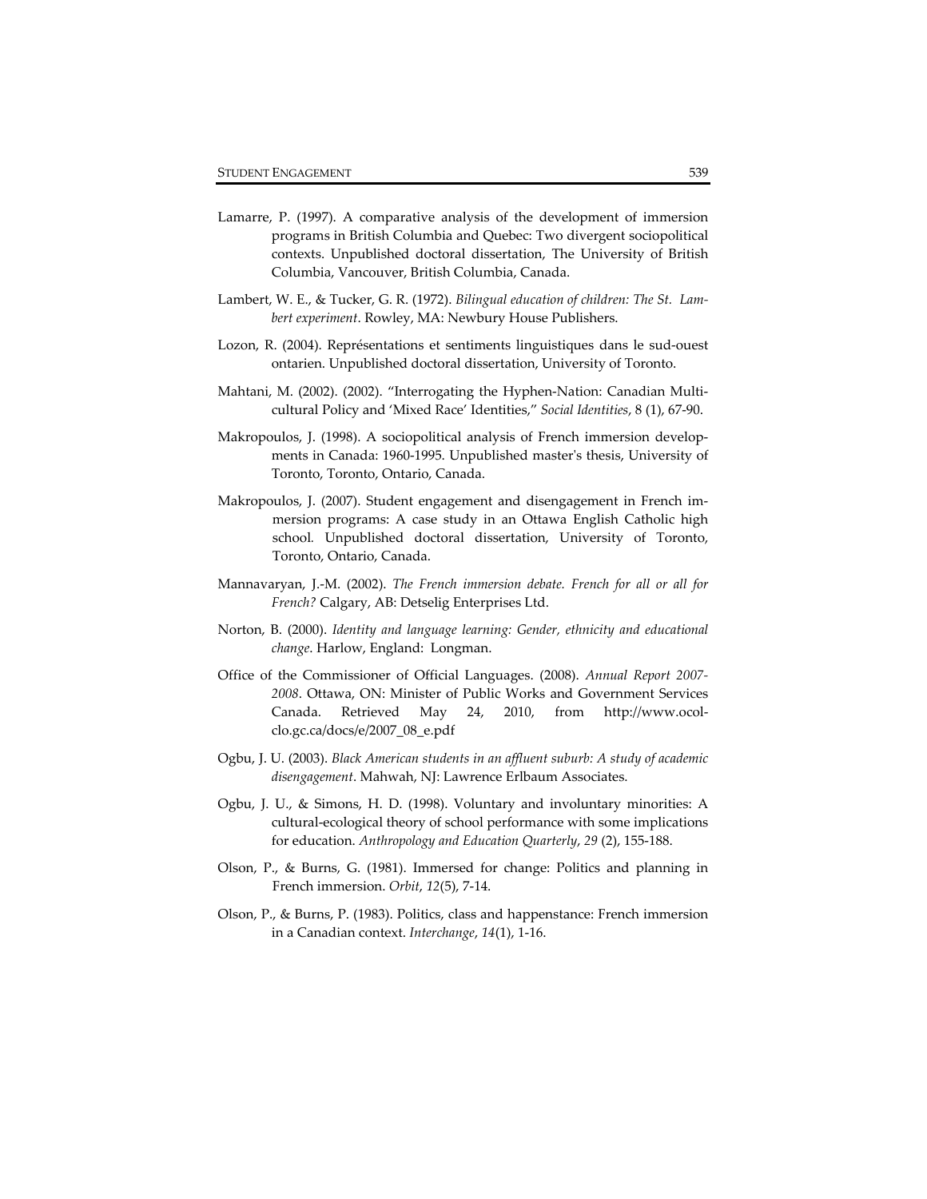Lamarre, P. (1997). A comparative analysis of the development of immersion programs in British Columbia and Quebec: Two divergent sociopolitical contexts. Unpublished doctoral dissertation, The University of British Columbia, Vancouver, British Columbia, Canada.

Lambert, W. E., & Tucker, G. R. (1972). *Bilingual education of children: The St. Lambert experiment*. Rowley, MA: Newbury House Publishers.

Lozon, R. (2004). Représentations et sentiments linguistiques dans le sud-ouest ontarien. Unpublished doctoral dissertation, University of Toronto.

Mahtani, M. (2002). (2002). "Interrogating the Hyphen-Nation: Canadian Multicultural Policy and 'Mixed Race' Identities," *Social Identities*, 8 (1), 67-90.

Makropoulos, J. (1998). A sociopolitical analysis of French immersion developments in Canada: 1960-1995. Unpublished master's thesis, University of Toronto, Toronto, Ontario, Canada.

Makropoulos, J. (2007). Student engagement and disengagement in French immersion programs: A case study in an Ottawa English Catholic high school. Unpublished doctoral dissertation, University of Toronto, Toronto, Ontario, Canada.

Mannavaryan, J.-M. (2002). *The French immersion debate. French for all or all for French?* Calgary, AB: Detselig Enterprises Ltd.

Norton, B. (2000). *Identity and language learning: Gender, ethnicity and educational change*. Harlow, England: Longman.

Office of the Commissioner of Official Languages. (2008). *Annual Report 2007-2008*. Ottawa, ON: Minister of Public Works and Government Services Canada. Retrieved May 24, 2010, from http://www.ocol-clo.gc.ca/docs/e/2007_08_e.pdf

Ogbu, J. U. (2003). *Black American students in an affluent suburb: A study of academic disengagement*. Mahwah, NJ: Lawrence Erlbaum Associates.

Ogbu, J. U., & Simons, H. D. (1998). Voluntary and involuntary minorities: A cultural-ecological theory of school performance with some implications for education. *Anthropology and Education Quarterly*, *29* (2), 155-188.

Olson, P., & Burns, G. (1981). Immersed for change: Politics and planning in French immersion. *Orbit*, *12*(5), 7-14.

Olson, P., & Burns, P. (1983). Politics, class and happenstance: French immersion in a Canadian context. *Interchange*, *14*(1), 1-16.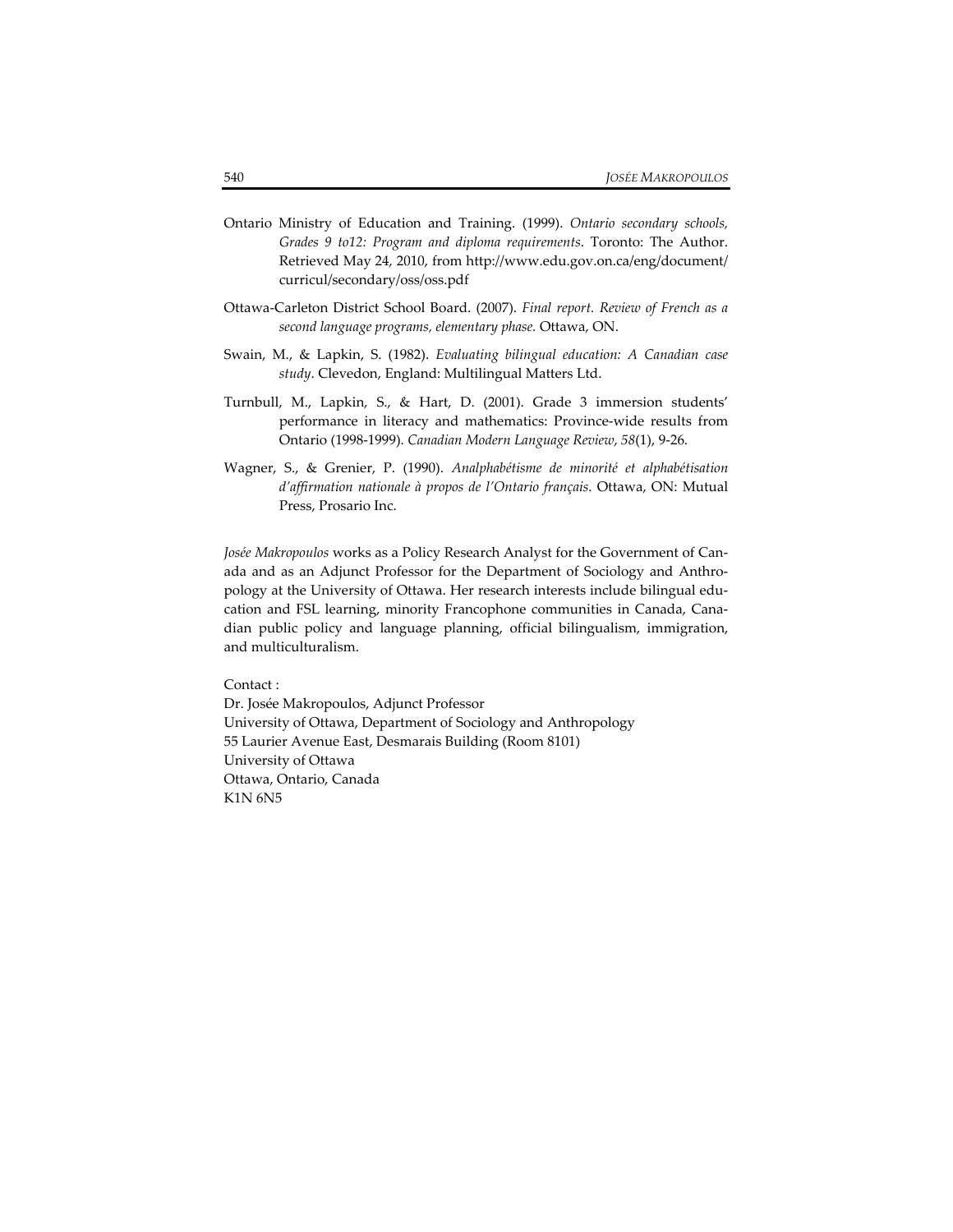Ontario Ministry of Education and Training. (1999). *Ontario secondary schools, Grades 9 to12: Program and diploma requirements*. Toronto: The Author. Retrieved May 24, 2010, from http://www.edu.gov.on.ca/eng/document/curricul/secondary/oss/oss.pdf

Ottawa-Carleton District School Board. (2007). *Final report. Review of French as a second language programs, elementary phase.* Ottawa, ON.

Swain, M., & Lapkin, S. (1982). *Evaluating bilingual education: A Canadian case study*. Clevedon, England: Multilingual Matters Ltd.

Turnbull, M., Lapkin, S., & Hart, D. (2001). Grade 3 immersion students' performance in literacy and mathematics: Province-wide results from Ontario (1998-1999). *Canadian Modern Language Review*, *58*(1), 9-26.

Wagner, S., & Grenier, P. (1990). *Analphabétisme de minorité et alphabétisation d'affirmation nationale à propos de l'Ontario français*. Ottawa, ON: Mutual Press, Prosario Inc.

*Josée Makropoulos* works as a Policy Research Analyst for the Government of Canada and as an Adjunct Professor for the Department of Sociology and Anthropology at the University of Ottawa. Her research interests include bilingual education and FSL learning, minority Francophone communities in Canada, Canadian public policy and language planning, official bilingualism, immigration, and multiculturalism.

Contact :
Dr. Josée Makropoulos, Adjunct Professor
University of Ottawa, Department of Sociology and Anthropology
55 Laurier Avenue East, Desmarais Building (Room 8101)
University of Ottawa
Ottawa, Ontario, Canada
K1N 6N5